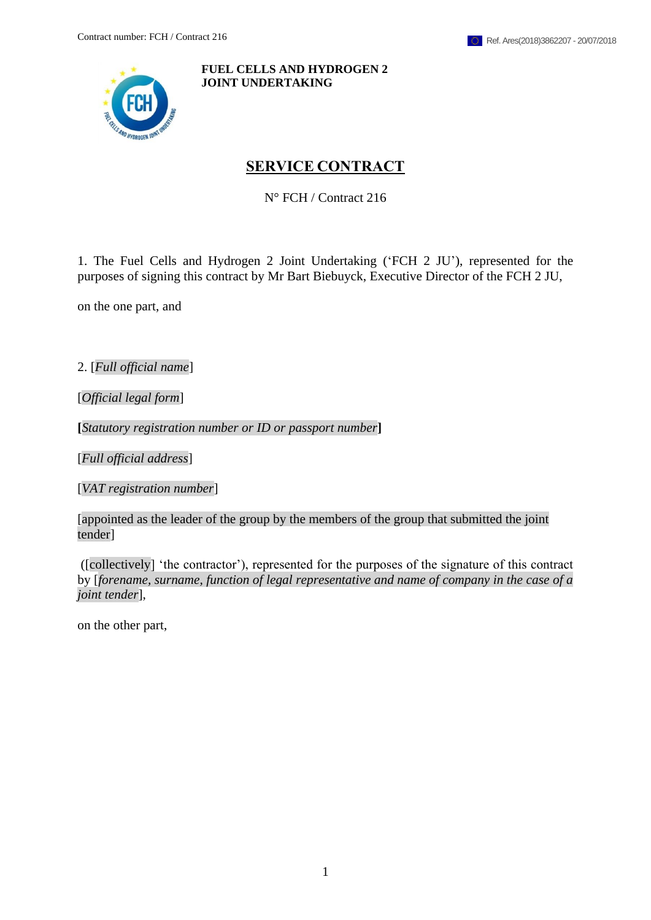**FUEL CELLS AND HYDROGEN 2 JOINT UNDERTAKING**

# SERVICE CONTRACT

N° FCH / Contract 216

1. The Fuel Cells and Hydrogen 2 Joint Undertaking ('FCH 2 JU'), represented for the purposes of signing this contract by Mr Bart Biebuyck, Executive Director of the FCH 2 JU,

on the one part, and

2. [*Full official name*]

[*Official legal form*]

**[***Statutory registration number or ID or passport number***]**

[*Full official address*]

[*VAT registration number*]

[appointed as the leader of the group by the members of the group that submitted the joint tender]

([collectively] 'the contractor'), represented for the purposes of the signature of this contract by [*forename, surname, function of legal representative and name of company in the case of a joint tender*],

on the other part,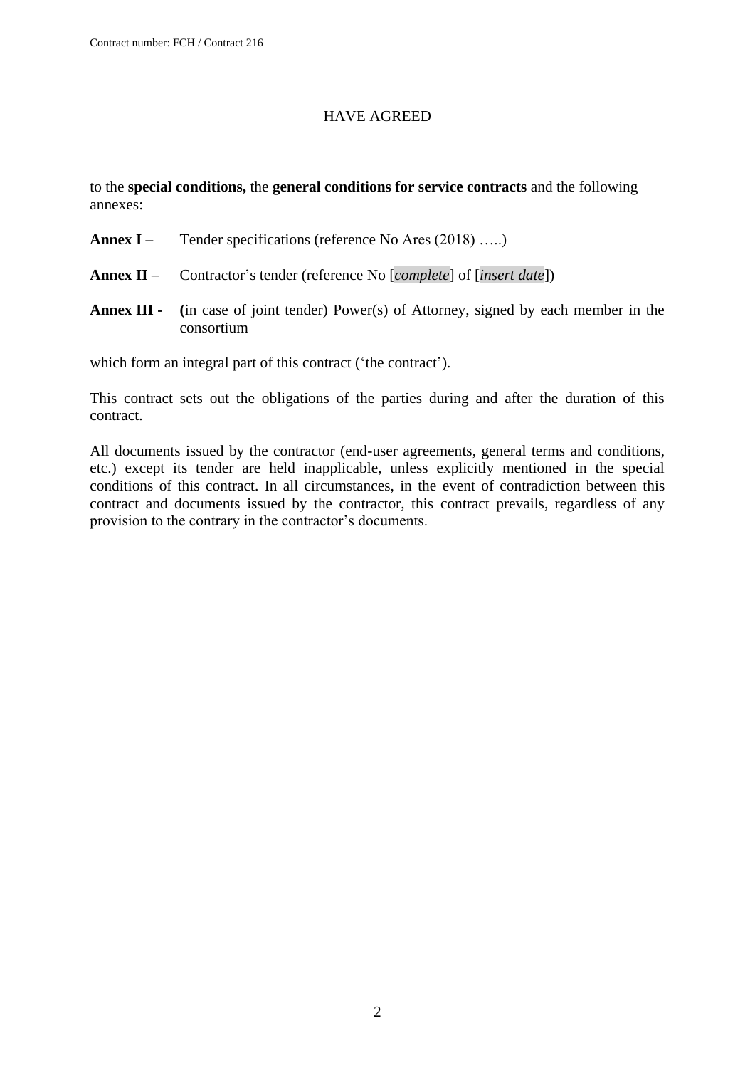HAVE AGREED

to the **special conditions,** the **general conditions for service contracts** and the following annexes:

**Annex I –** Tender specifications (reference No Ares (2018) …..)

**Annex II** – Contractor's tender (reference No [*complete*] of [*insert date*])

**Annex III -** **(**in case of joint tender) Power(s) of Attorney, signed by each member in the consortium

which form an integral part of this contract ('the contract').

This contract sets out the obligations of the parties during and after the duration of this contract.

All documents issued by the contractor (end-user agreements, general terms and conditions, etc.) except its tender are held inapplicable, unless explicitly mentioned in the special conditions of this contract. In all circumstances, in the event of contradiction between this contract and documents issued by the contractor, this contract prevails, regardless of any provision to the contrary in the contractor's documents.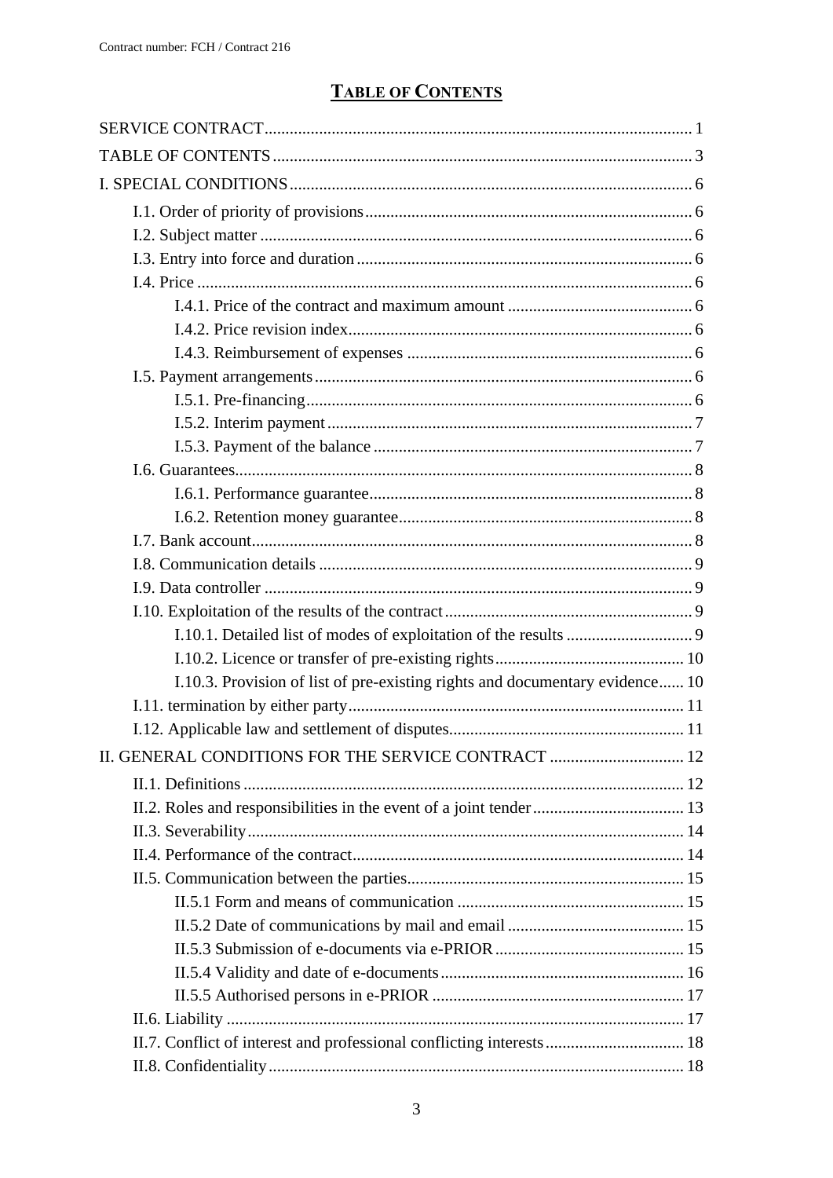# TABLE OF CONTENTS

SERVICE CONTRACT ..... 1

TABLE OF CONTENTS ..... 3

I. SPECIAL CONDITIONS ..... 6

- I.1. Order of priority of provisions ..... 6
- I.2. Subject matter ..... 6
- I.3. Entry into force and duration ..... 6
- I.4. Price ..... 6
  - I.4.1. Price of the contract and maximum amount ..... 6
  - I.4.2. Price revision index ..... 6
  - I.4.3. Reimbursement of expenses ..... 6
- I.5. Payment arrangements ..... 6
  - I.5.1. Pre-financing ..... 6
  - I.5.2. Interim payment ..... 7
  - I.5.3. Payment of the balance ..... 7
- I.6. Guarantees ..... 8
  - I.6.1. Performance guarantee ..... 8
  - I.6.2. Retention money guarantee ..... 8
- I.7. Bank account ..... 8
- I.8. Communication details ..... 9
- I.9. Data controller ..... 9
- I.10. Exploitation of the results of the contract ..... 9
  - I.10.1. Detailed list of modes of exploitation of the results ..... 9
  - I.10.2. Licence or transfer of pre-existing rights ..... 10
  - I.10.3. Provision of list of pre-existing rights and documentary evidence ..... 10
- I.11. termination by either party ..... 11
- I.12. Applicable law and settlement of disputes ..... 11

II. GENERAL CONDITIONS FOR THE SERVICE CONTRACT ..... 12

- II.1. Definitions ..... 12
- II.2. Roles and responsibilities in the event of a joint tender ..... 13
- II.3. Severability ..... 14
- II.4. Performance of the contract ..... 14
- II.5. Communication between the parties ..... 15
  - II.5.1 Form and means of communication ..... 15
  - II.5.2 Date of communications by mail and email ..... 15
  - II.5.3 Submission of e-documents via e-PRIOR ..... 15
  - II.5.4 Validity and date of e-documents ..... 16
  - II.5.5 Authorised persons in e-PRIOR ..... 17
- II.6. Liability ..... 17
- II.7. Conflict of interest and professional conflicting interests ..... 18
- II.8. Confidentiality ..... 18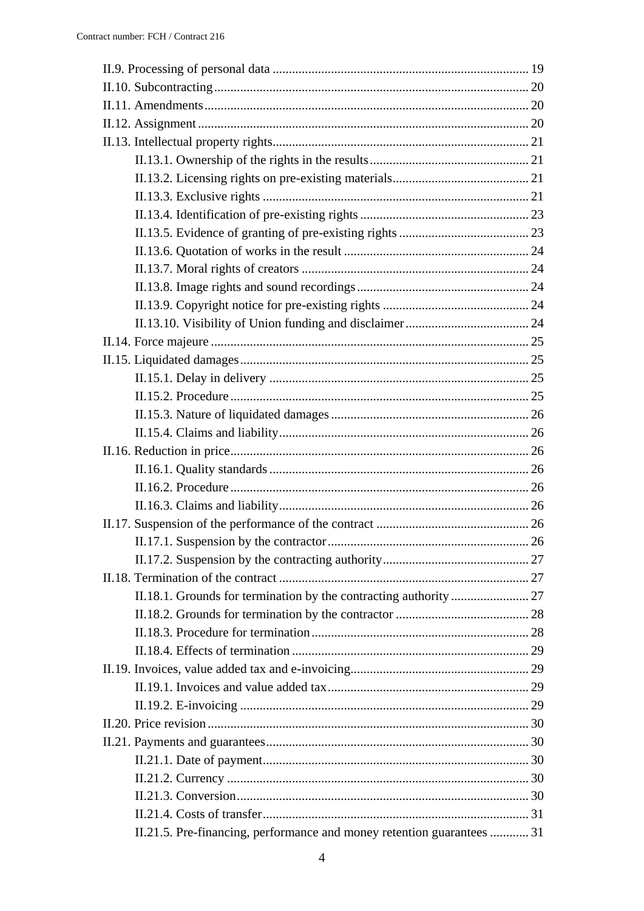II.9. Processing of personal data ... 19
II.10. Subcontracting ... 20
II.11. Amendments ... 20
II.12. Assignment ... 20
II.13. Intellectual property rights ... 21
    II.13.1. Ownership of the rights in the results ... 21
    II.13.2. Licensing rights on pre-existing materials ... 21
    II.13.3. Exclusive rights ... 21
    II.13.4. Identification of pre-existing rights ... 23
    II.13.5. Evidence of granting of pre-existing rights ... 23
    II.13.6. Quotation of works in the result ... 24
    II.13.7. Moral rights of creators ... 24
    II.13.8. Image rights and sound recordings ... 24
    II.13.9. Copyright notice for pre-existing rights ... 24
    II.13.10. Visibility of Union funding and disclaimer ... 24
II.14. Force majeure ... 25
II.15. Liquidated damages ... 25
    II.15.1. Delay in delivery ... 25
    II.15.2. Procedure ... 25
    II.15.3. Nature of liquidated damages ... 26
    II.15.4. Claims and liability ... 26
II.16. Reduction in price ... 26
    II.16.1. Quality standards ... 26
    II.16.2. Procedure ... 26
    II.16.3. Claims and liability ... 26
II.17. Suspension of the performance of the contract ... 26
    II.17.1. Suspension by the contractor ... 26
    II.17.2. Suspension by the contracting authority ... 27
II.18. Termination of the contract ... 27
    II.18.1. Grounds for termination by the contracting authority ... 27
    II.18.2. Grounds for termination by the contractor ... 28
    II.18.3. Procedure for termination ... 28
    II.18.4. Effects of termination ... 29
II.19. Invoices, value added tax and e-invoicing ... 29
    II.19.1. Invoices and value added tax ... 29
    II.19.2. E-invoicing ... 29
II.20. Price revision ... 30
II.21. Payments and guarantees ... 30
    II.21.1. Date of payment ... 30
    II.21.2. Currency ... 30
    II.21.3. Conversion ... 30
    II.21.4. Costs of transfer ... 31
    II.21.5. Pre-financing, performance and money retention guarantees ... 31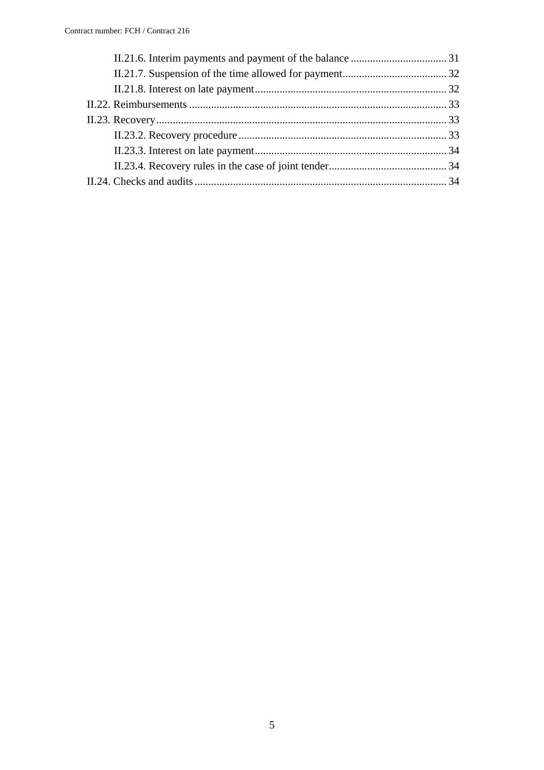II.21.6. Interim payments and payment of the balance ................................... 31

II.21.7. Suspension of the time allowed for payment...................................... 32

II.21.8. Interest on late payment...................................................................... 32

II.22. Reimbursements ............................................................................................ 33

II.23. Recovery......................................................................................................... 33

II.23.2. Recovery procedure ............................................................................ 33

II.23.3. Interest on late payment...................................................................... 34

II.23.4. Recovery rules in the case of joint tender........................................... 34

II.24. Checks and audits........................................................................................... 34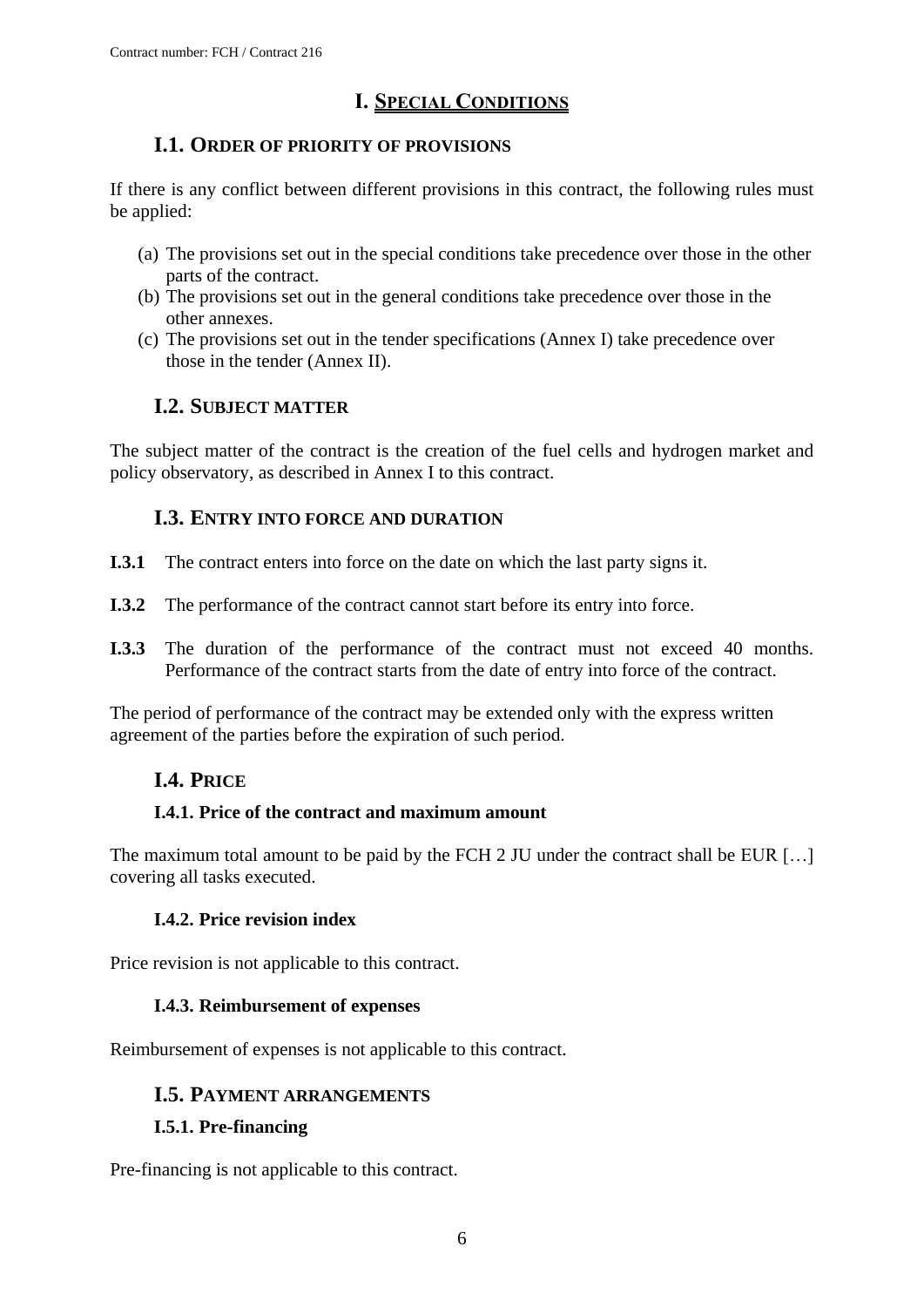# I. SPECIAL CONDITIONS

## I.1. ORDER OF PRIORITY OF PROVISIONS

If there is any conflict between different provisions in this contract, the following rules must be applied:

(a) The provisions set out in the special conditions take precedence over those in the other parts of the contract.
(b) The provisions set out in the general conditions take precedence over those in the other annexes.
(c) The provisions set out in the tender specifications (Annex I) take precedence over those in the tender (Annex II).

## I.2. SUBJECT MATTER

The subject matter of the contract is the creation of the fuel cells and hydrogen market and policy observatory, as described in Annex I to this contract.

## I.3. ENTRY INTO FORCE AND DURATION

**I.3.1** The contract enters into force on the date on which the last party signs it.

**I.3.2** The performance of the contract cannot start before its entry into force.

**I.3.3** The duration of the performance of the contract must not exceed 40 months. Performance of the contract starts from the date of entry into force of the contract.

The period of performance of the contract may be extended only with the express written agreement of the parties before the expiration of such period.

## I.4. PRICE

### I.4.1. Price of the contract and maximum amount

The maximum total amount to be paid by the FCH 2 JU under the contract shall be EUR […] covering all tasks executed.

### I.4.2. Price revision index

Price revision is not applicable to this contract.

### I.4.3. Reimbursement of expenses

Reimbursement of expenses is not applicable to this contract.

## I.5. PAYMENT ARRANGEMENTS

### I.5.1. Pre-financing

Pre-financing is not applicable to this contract.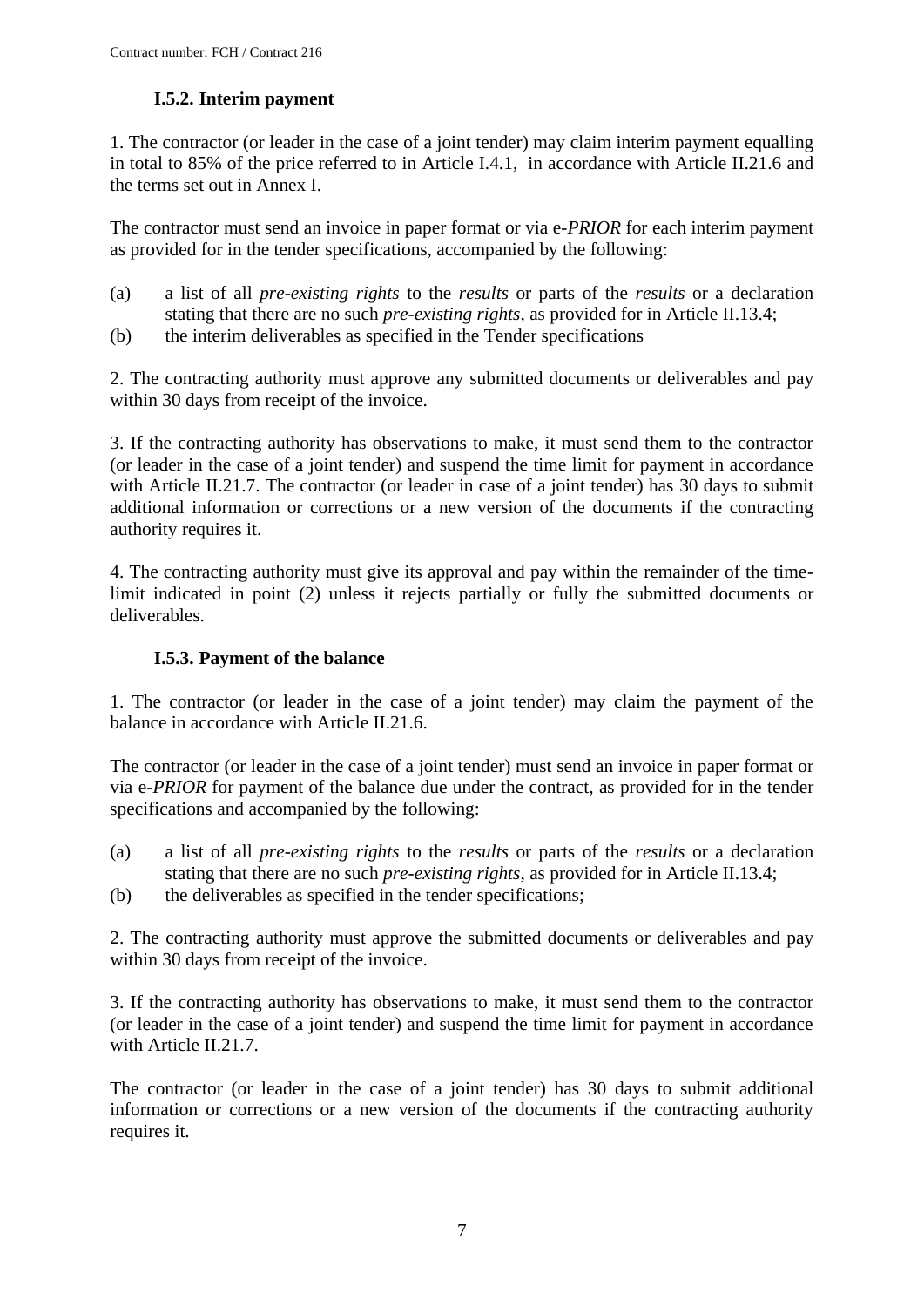### I.5.2. Interim payment

1. The contractor (or leader in the case of a joint tender) may claim interim payment equalling in total to 85% of the price referred to in Article I.4.1, in accordance with Article II.21.6 and the terms set out in Annex I.

The contractor must send an invoice in paper format or via e-*PRIOR* for each interim payment as provided for in the tender specifications, accompanied by the following:

(a) a list of all *pre-existing rights* to the *results* or parts of the *results* or a declaration stating that there are no such *pre-existing rights*, as provided for in Article II.13.4;

(b) the interim deliverables as specified in the Tender specifications

2. The contracting authority must approve any submitted documents or deliverables and pay within 30 days from receipt of the invoice.

3. If the contracting authority has observations to make, it must send them to the contractor (or leader in the case of a joint tender) and suspend the time limit for payment in accordance with Article II.21.7. The contractor (or leader in case of a joint tender) has 30 days to submit additional information or corrections or a new version of the documents if the contracting authority requires it.

4. The contracting authority must give its approval and pay within the remainder of the time-limit indicated in point (2) unless it rejects partially or fully the submitted documents or deliverables.

### I.5.3. Payment of the balance

1. The contractor (or leader in the case of a joint tender) may claim the payment of the balance in accordance with Article II.21.6.

The contractor (or leader in the case of a joint tender) must send an invoice in paper format or via e-*PRIOR* for payment of the balance due under the contract, as provided for in the tender specifications and accompanied by the following:

(a) a list of all *pre-existing rights* to the *results* or parts of the *results* or a declaration stating that there are no such *pre-existing rights*, as provided for in Article II.13.4;

(b) the deliverables as specified in the tender specifications;

2. The contracting authority must approve the submitted documents or deliverables and pay within 30 days from receipt of the invoice.

3. If the contracting authority has observations to make, it must send them to the contractor (or leader in the case of a joint tender) and suspend the time limit for payment in accordance with Article II.21.7.

The contractor (or leader in the case of a joint tender) has 30 days to submit additional information or corrections or a new version of the documents if the contracting authority requires it.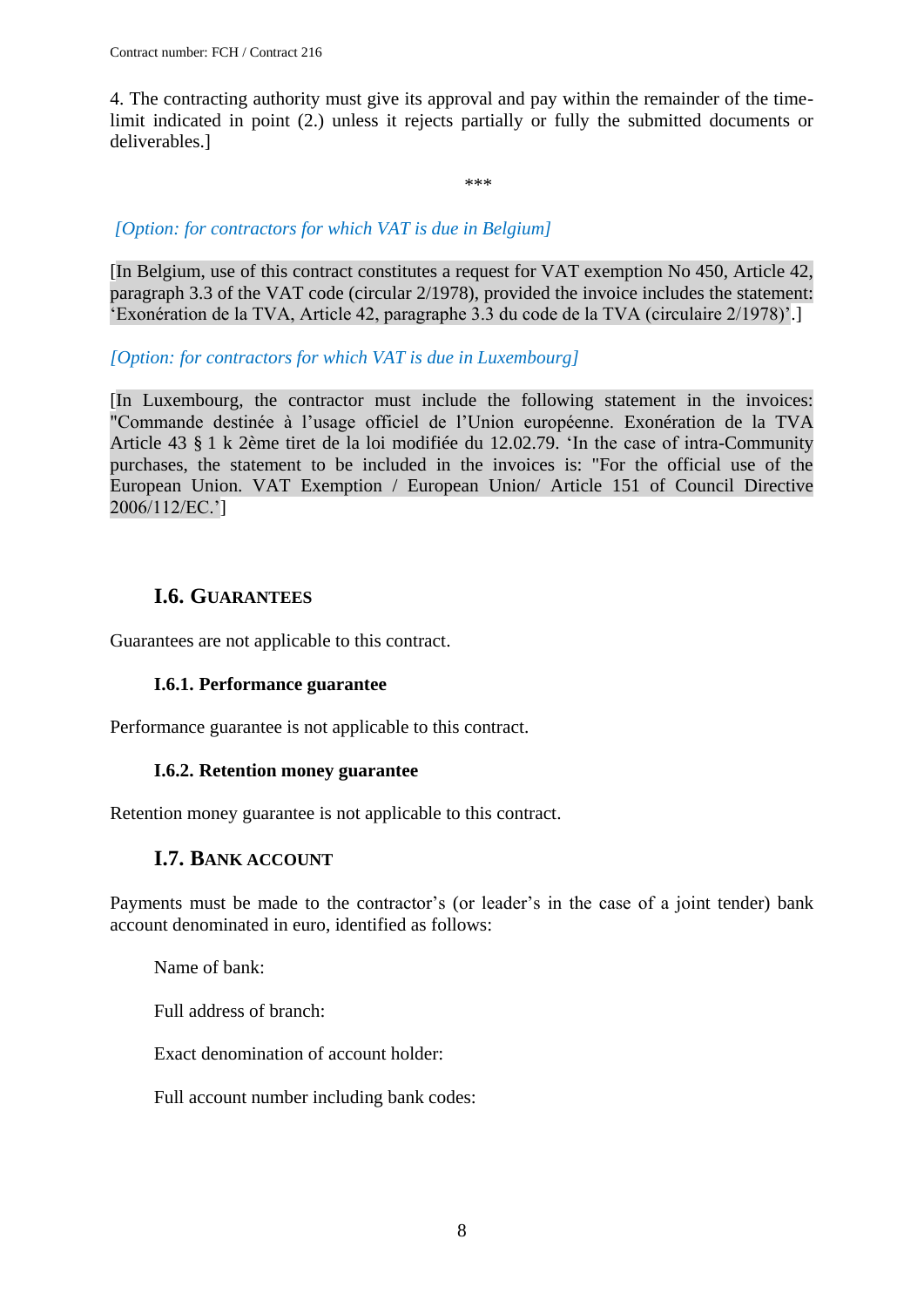4. The contracting authority must give its approval and pay within the remainder of the time-limit indicated in point (2.) unless it rejects partially or fully the submitted documents or deliverables.]

***

*[Option: for contractors for which VAT is due in Belgium]*

[In Belgium, use of this contract constitutes a request for VAT exemption No 450, Article 42, paragraph 3.3 of the VAT code (circular 2/1978), provided the invoice includes the statement: 'Exonération de la TVA, Article 42, paragraphe 3.3 du code de la TVA (circulaire 2/1978)'.]

*[Option: for contractors for which VAT is due in Luxembourg]*

[In Luxembourg, the contractor must include the following statement in the invoices: "Commande destinée à l'usage officiel de l'Union européenne. Exonération de la TVA Article 43 § 1 k 2ème tiret de la loi modifiée du 12.02.79. 'In the case of intra-Community purchases, the statement to be included in the invoices is: "For the official use of the European Union. VAT Exemption / European Union/ Article 151 of Council Directive 2006/112/EC.']

## I.6. GUARANTEES

Guarantees are not applicable to this contract.

### I.6.1. Performance guarantee

Performance guarantee is not applicable to this contract.

### I.6.2. Retention money guarantee

Retention money guarantee is not applicable to this contract.

## I.7. BANK ACCOUNT

Payments must be made to the contractor's (or leader's in the case of a joint tender) bank account denominated in euro, identified as follows:

Name of bank:

Full address of branch:

Exact denomination of account holder:

Full account number including bank codes: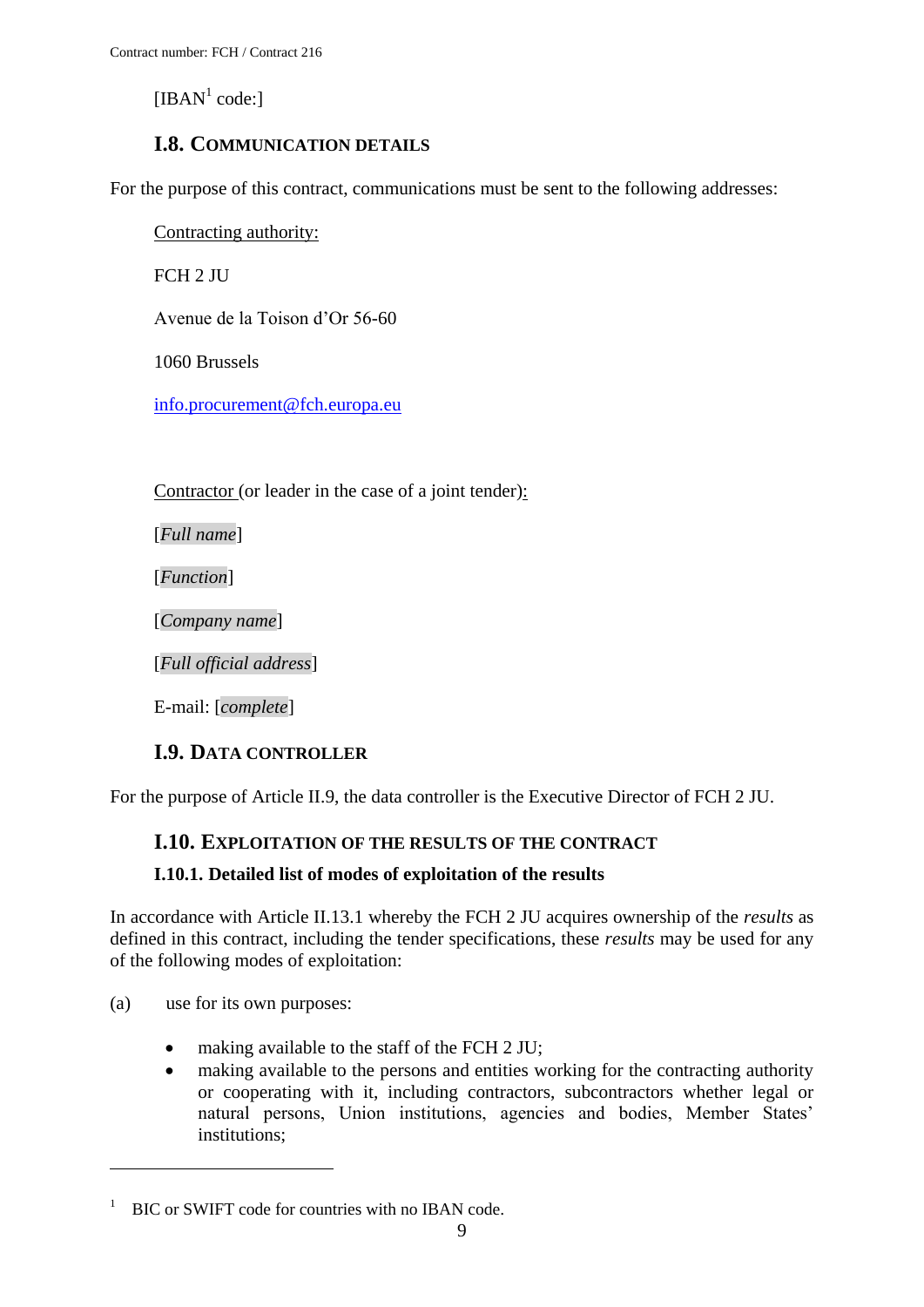[IBAN[1] code:]

### I.8. Communication details

For the purpose of this contract, communications must be sent to the following addresses:

Contracting authority:

FCH 2 JU

Avenue de la Toison d'Or 56-60

1060 Brussels

info.procurement@fch.europa.eu

Contractor (or leader in the case of a joint tender):

[*Full name*]

[*Function*]

[*Company name*]

[*Full official address*]

E-mail: [*complete*]

### I.9. Data controller

For the purpose of Article II.9, the data controller is the Executive Director of FCH 2 JU.

### I.10. Exploitation of the results of the contract

#### I.10.1. Detailed list of modes of exploitation of the results

In accordance with Article II.13.1 whereby the FCH 2 JU acquires ownership of the *results* as defined in this contract, including the tender specifications, these *results* may be used for any of the following modes of exploitation:

(a) use for its own purposes:

- making available to the staff of the FCH 2 JU;
- making available to the persons and entities working for the contracting authority or cooperating with it, including contractors, subcontractors whether legal or natural persons, Union institutions, agencies and bodies, Member States' institutions;

[1] BIC or SWIFT code for countries with no IBAN code.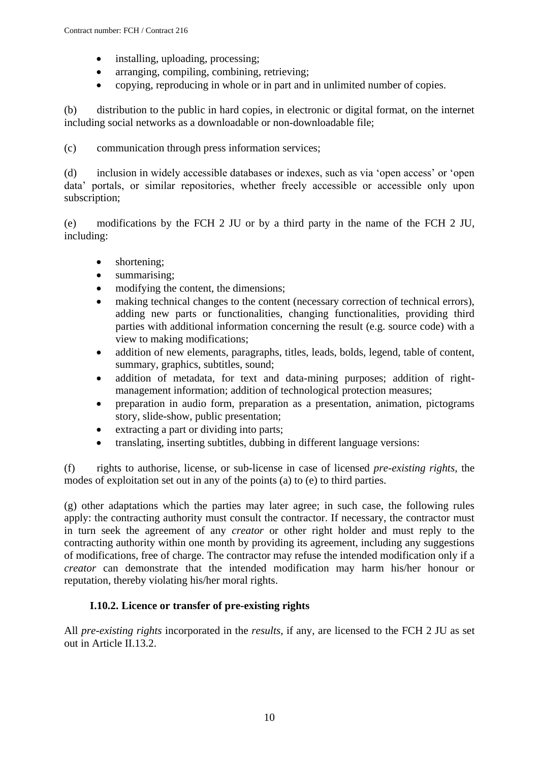- installing, uploading, processing;
- arranging, compiling, combining, retrieving;
- copying, reproducing in whole or in part and in unlimited number of copies.

(b) distribution to the public in hard copies, in electronic or digital format, on the internet including social networks as a downloadable or non-downloadable file;

(c) communication through press information services;

(d) inclusion in widely accessible databases or indexes, such as via 'open access' or 'open data' portals, or similar repositories, whether freely accessible or accessible only upon subscription;

(e) modifications by the FCH 2 JU or by a third party in the name of the FCH 2 JU, including:

- shortening;
- summarising;
- modifying the content, the dimensions;
- making technical changes to the content (necessary correction of technical errors), adding new parts or functionalities, changing functionalities, providing third parties with additional information concerning the result (e.g. source code) with a view to making modifications;
- addition of new elements, paragraphs, titles, leads, bolds, legend, table of content, summary, graphics, subtitles, sound;
- addition of metadata, for text and data-mining purposes; addition of right-management information; addition of technological protection measures;
- preparation in audio form, preparation as a presentation, animation, pictograms story, slide-show, public presentation;
- extracting a part or dividing into parts;
- translating, inserting subtitles, dubbing in different language versions:

(f) rights to authorise, license, or sub-license in case of licensed *pre-existing rights*, the modes of exploitation set out in any of the points (a) to (e) to third parties.

(g) other adaptations which the parties may later agree; in such case, the following rules apply: the contracting authority must consult the contractor. If necessary, the contractor must in turn seek the agreement of any *creator* or other right holder and must reply to the contracting authority within one month by providing its agreement, including any suggestions of modifications, free of charge. The contractor may refuse the intended modification only if a *creator* can demonstrate that the intended modification may harm his/her honour or reputation, thereby violating his/her moral rights.

### I.10.2. Licence or transfer of pre-existing rights

All *pre-existing rights* incorporated in the *results*, if any, are licensed to the FCH 2 JU as set out in Article II.13.2.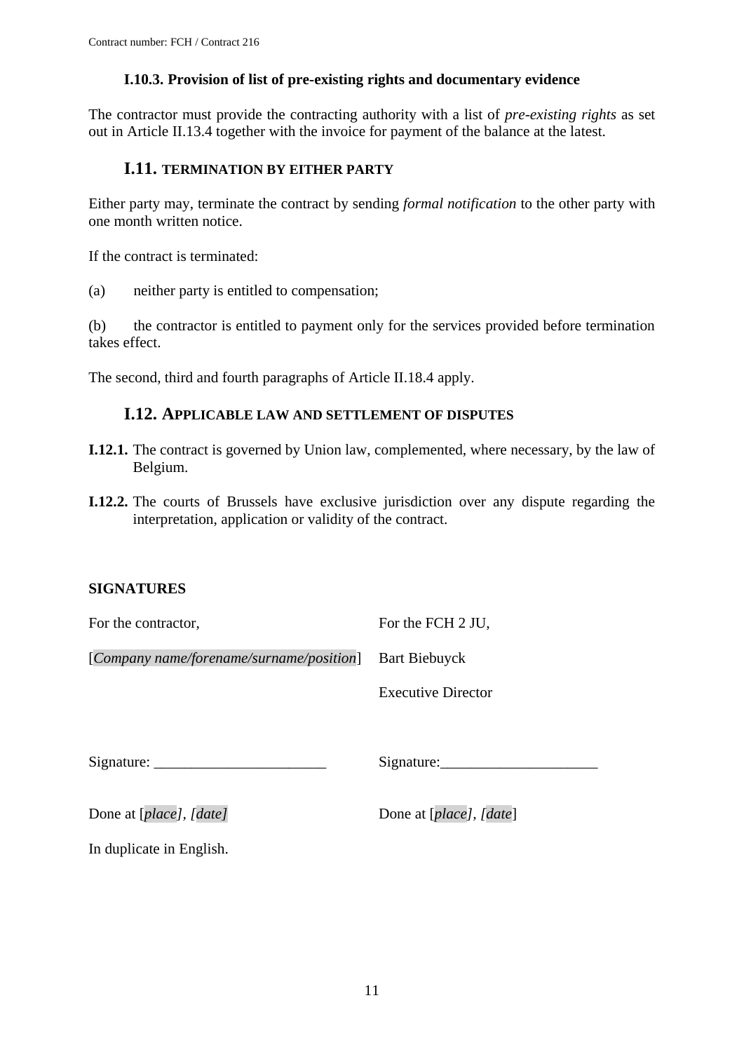### I.10.3. Provision of list of pre-existing rights and documentary evidence

The contractor must provide the contracting authority with a list of *pre-existing rights* as set out in Article II.13.4 together with the invoice for payment of the balance at the latest.

## I.11. TERMINATION BY EITHER PARTY

Either party may, terminate the contract by sending *formal notification* to the other party with one month written notice.

If the contract is terminated:

(a) neither party is entitled to compensation;

(b) the contractor is entitled to payment only for the services provided before termination takes effect.

The second, third and fourth paragraphs of Article II.18.4 apply.

## I.12. APPLICABLE LAW AND SETTLEMENT OF DISPUTES

**I.12.1.** The contract is governed by Union law, complemented, where necessary, by the law of Belgium.

**I.12.2.** The courts of Brussels have exclusive jurisdiction over any dispute regarding the interpretation, application or validity of the contract.

**SIGNATURES**

| For the contractor, | For the FCH 2 JU, |
|---|---|
| [*Company name/forename/surname/position*] | Bart Biebuyck |
| | Executive Director |
| Signature: _______________________ | Signature:_____________________ |
| Done at [*place], [date]* | Done at [*place*], [*date*] |

In duplicate in English.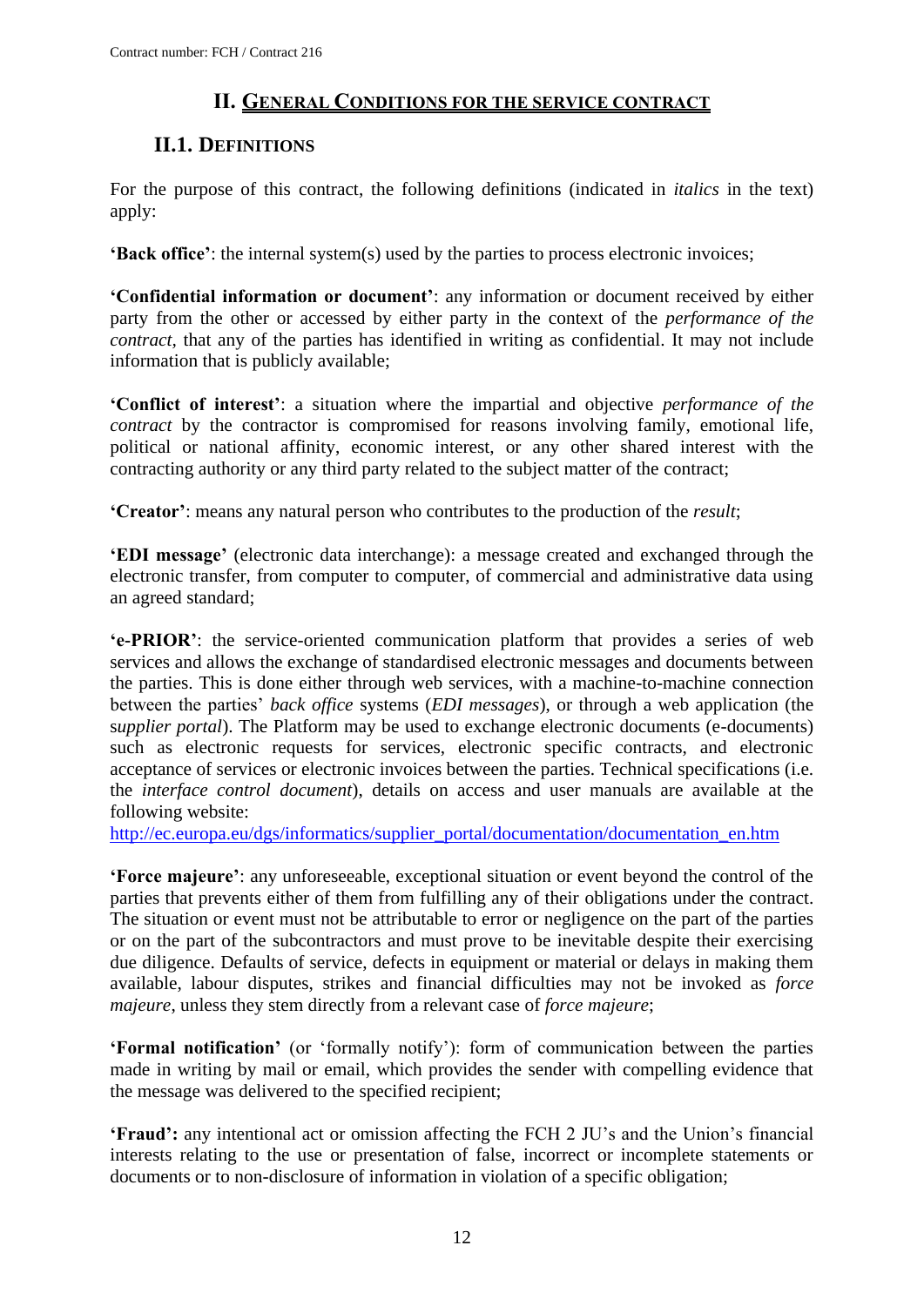## II. GENERAL CONDITIONS FOR THE SERVICE CONTRACT

### II.1. DEFINITIONS

For the purpose of this contract, the following definitions (indicated in *italics* in the text) apply:

**'Back office'**: the internal system(s) used by the parties to process electronic invoices;

**'Confidential information or document'**: any information or document received by either party from the other or accessed by either party in the context of the *performance of the contract*, that any of the parties has identified in writing as confidential. It may not include information that is publicly available;

**'Conflict of interest'**: a situation where the impartial and objective *performance of the contract* by the contractor is compromised for reasons involving family, emotional life, political or national affinity, economic interest, or any other shared interest with the contracting authority or any third party related to the subject matter of the contract;

**'Creator'**: means any natural person who contributes to the production of the *result*;

**'EDI message'** (electronic data interchange): a message created and exchanged through the electronic transfer, from computer to computer, of commercial and administrative data using an agreed standard;

**'e-PRIOR'**: the service-oriented communication platform that provides a series of web services and allows the exchange of standardised electronic messages and documents between the parties. This is done either through web services, with a machine-to-machine connection between the parties' *back office* systems (*EDI messages*), or through a web application (the s*upplier portal*). The Platform may be used to exchange electronic documents (e-documents) such as electronic requests for services, electronic specific contracts, and electronic acceptance of services or electronic invoices between the parties. Technical specifications (i.e. the *interface control document*), details on access and user manuals are available at the following website:
http://ec.europa.eu/dgs/informatics/supplier_portal/documentation/documentation_en.htm

**'Force majeure'**: any unforeseeable, exceptional situation or event beyond the control of the parties that prevents either of them from fulfilling any of their obligations under the contract. The situation or event must not be attributable to error or negligence on the part of the parties or on the part of the subcontractors and must prove to be inevitable despite their exercising due diligence. Defaults of service, defects in equipment or material or delays in making them available, labour disputes, strikes and financial difficulties may not be invoked as *force majeure*, unless they stem directly from a relevant case of *force majeure*;

**'Formal notification'** (or 'formally notify'): form of communication between the parties made in writing by mail or email, which provides the sender with compelling evidence that the message was delivered to the specified recipient;

**'Fraud':** any intentional act or omission affecting the FCH 2 JU's and the Union's financial interests relating to the use or presentation of false, incorrect or incomplete statements or documents or to non-disclosure of information in violation of a specific obligation;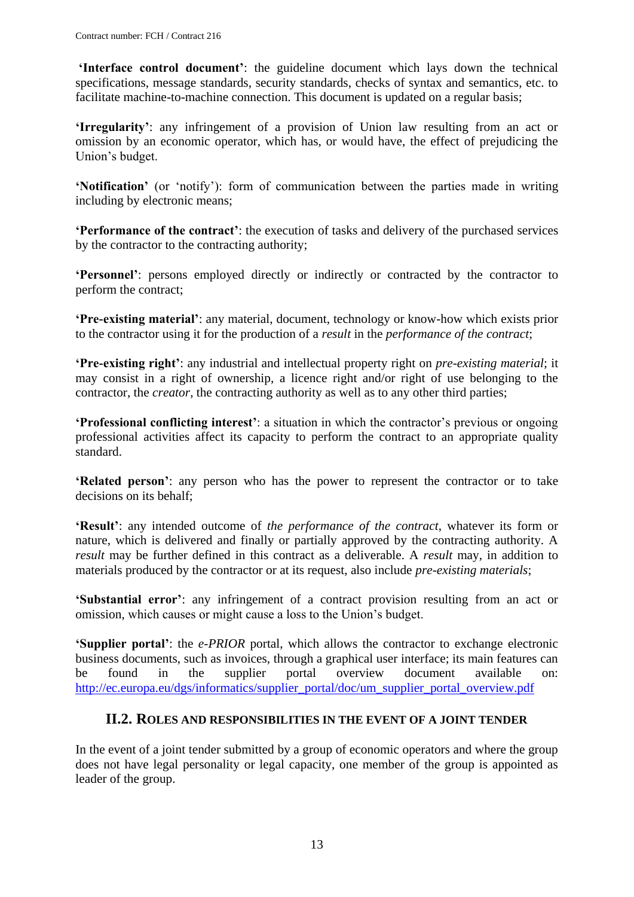**'Interface control document'**: the guideline document which lays down the technical specifications, message standards, security standards, checks of syntax and semantics, etc. to facilitate machine-to-machine connection. This document is updated on a regular basis;

**'Irregularity'**: any infringement of a provision of Union law resulting from an act or omission by an economic operator, which has, or would have, the effect of prejudicing the Union's budget.

**'Notification'** (or 'notify'): form of communication between the parties made in writing including by electronic means;

**'Performance of the contract'**: the execution of tasks and delivery of the purchased services by the contractor to the contracting authority;

**'Personnel'**: persons employed directly or indirectly or contracted by the contractor to perform the contract;

**'Pre-existing material'**: any material, document, technology or know-how which exists prior to the contractor using it for the production of a *result* in the *performance of the contract*;

**'Pre-existing right'**: any industrial and intellectual property right on *pre-existing material*; it may consist in a right of ownership, a licence right and/or right of use belonging to the contractor, the *creator*, the contracting authority as well as to any other third parties;

**'Professional conflicting interest'**: a situation in which the contractor's previous or ongoing professional activities affect its capacity to perform the contract to an appropriate quality standard.

**'Related person'**: any person who has the power to represent the contractor or to take decisions on its behalf;

**'Result'**: any intended outcome of *the performance of the contract*, whatever its form or nature, which is delivered and finally or partially approved by the contracting authority. A *result* may be further defined in this contract as a deliverable. A *result* may, in addition to materials produced by the contractor or at its request, also include *pre-existing materials*;

**'Substantial error'**: any infringement of a contract provision resulting from an act or omission, which causes or might cause a loss to the Union's budget.

**'Supplier portal'**: the *e-PRIOR* portal, which allows the contractor to exchange electronic business documents, such as invoices, through a graphical user interface; its main features can be found in the supplier portal overview document available on: http://ec.europa.eu/dgs/informatics/supplier_portal/doc/um_supplier_portal_overview.pdf

## II.2. Roles and responsibilities in the event of a joint tender

In the event of a joint tender submitted by a group of economic operators and where the group does not have legal personality or legal capacity, one member of the group is appointed as leader of the group.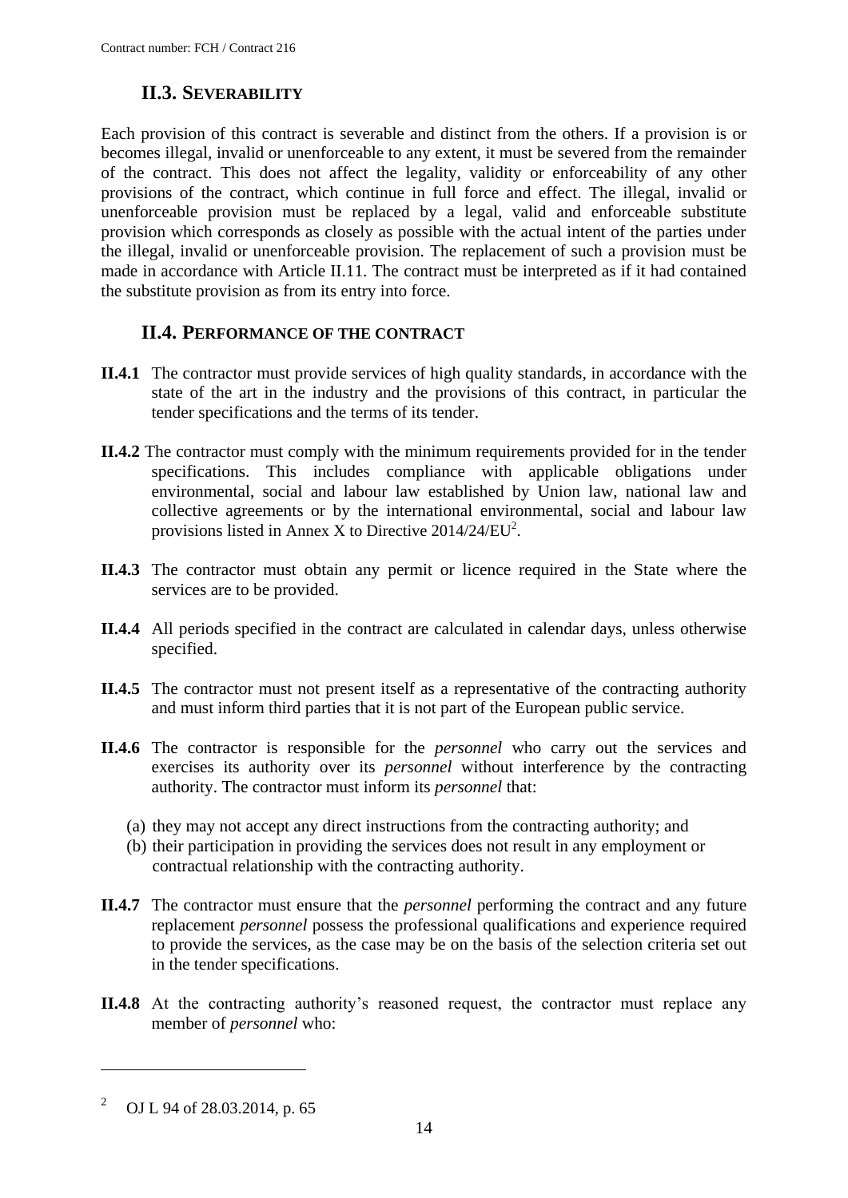## II.3. SEVERABILITY

Each provision of this contract is severable and distinct from the others. If a provision is or becomes illegal, invalid or unenforceable to any extent, it must be severed from the remainder of the contract. This does not affect the legality, validity or enforceability of any other provisions of the contract, which continue in full force and effect. The illegal, invalid or unenforceable provision must be replaced by a legal, valid and enforceable substitute provision which corresponds as closely as possible with the actual intent of the parties under the illegal, invalid or unenforceable provision. The replacement of such a provision must be made in accordance with Article II.11. The contract must be interpreted as if it had contained the substitute provision as from its entry into force.

## II.4. PERFORMANCE OF THE CONTRACT

**II.4.1** The contractor must provide services of high quality standards, in accordance with the state of the art in the industry and the provisions of this contract, in particular the tender specifications and the terms of its tender.

**II.4.2** The contractor must comply with the minimum requirements provided for in the tender specifications. This includes compliance with applicable obligations under environmental, social and labour law established by Union law, national law and collective agreements or by the international environmental, social and labour law provisions listed in Annex X to Directive 2014/24/EU[2].

**II.4.3** The contractor must obtain any permit or licence required in the State where the services are to be provided.

**II.4.4** All periods specified in the contract are calculated in calendar days, unless otherwise specified.

**II.4.5** The contractor must not present itself as a representative of the contracting authority and must inform third parties that it is not part of the European public service.

**II.4.6** The contractor is responsible for the *personnel* who carry out the services and exercises its authority over its *personnel* without interference by the contracting authority. The contractor must inform its *personnel* that:

(a) they may not accept any direct instructions from the contracting authority; and
(b) their participation in providing the services does not result in any employment or contractual relationship with the contracting authority.

**II.4.7** The contractor must ensure that the *personnel* performing the contract and any future replacement *personnel* possess the professional qualifications and experience required to provide the services, as the case may be on the basis of the selection criteria set out in the tender specifications.

**II.4.8** At the contracting authority's reasoned request, the contractor must replace any member of *personnel* who:

---

[2] OJ L 94 of 28.03.2014, p. 65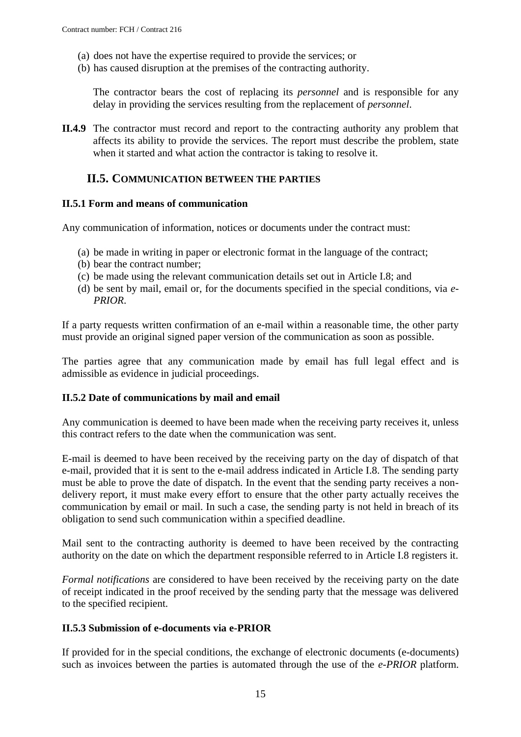(a) does not have the expertise required to provide the services; or
(b) has caused disruption at the premises of the contracting authority.

The contractor bears the cost of replacing its *personnel* and is responsible for any delay in providing the services resulting from the replacement of *personnel*.

**II.4.9** The contractor must record and report to the contracting authority any problem that affects its ability to provide the services. The report must describe the problem, state when it started and what action the contractor is taking to resolve it.

## II.5. COMMUNICATION BETWEEN THE PARTIES

### II.5.1 Form and means of communication

Any communication of information, notices or documents under the contract must:

(a) be made in writing in paper or electronic format in the language of the contract;
(b) bear the contract number;
(c) be made using the relevant communication details set out in Article I.8; and
(d) be sent by mail, email or, for the documents specified in the special conditions, via *e-PRIOR*.

If a party requests written confirmation of an e-mail within a reasonable time, the other party must provide an original signed paper version of the communication as soon as possible.

The parties agree that any communication made by email has full legal effect and is admissible as evidence in judicial proceedings.

### II.5.2 Date of communications by mail and email

Any communication is deemed to have been made when the receiving party receives it, unless this contract refers to the date when the communication was sent.

E-mail is deemed to have been received by the receiving party on the day of dispatch of that e-mail, provided that it is sent to the e-mail address indicated in Article I.8. The sending party must be able to prove the date of dispatch. In the event that the sending party receives a non-delivery report, it must make every effort to ensure that the other party actually receives the communication by email or mail. In such a case, the sending party is not held in breach of its obligation to send such communication within a specified deadline.

Mail sent to the contracting authority is deemed to have been received by the contracting authority on the date on which the department responsible referred to in Article I.8 registers it.

*Formal notifications* are considered to have been received by the receiving party on the date of receipt indicated in the proof received by the sending party that the message was delivered to the specified recipient.

### II.5.3 Submission of e-documents via e-PRIOR

If provided for in the special conditions, the exchange of electronic documents (e-documents) such as invoices between the parties is automated through the use of the *e-PRIOR* platform.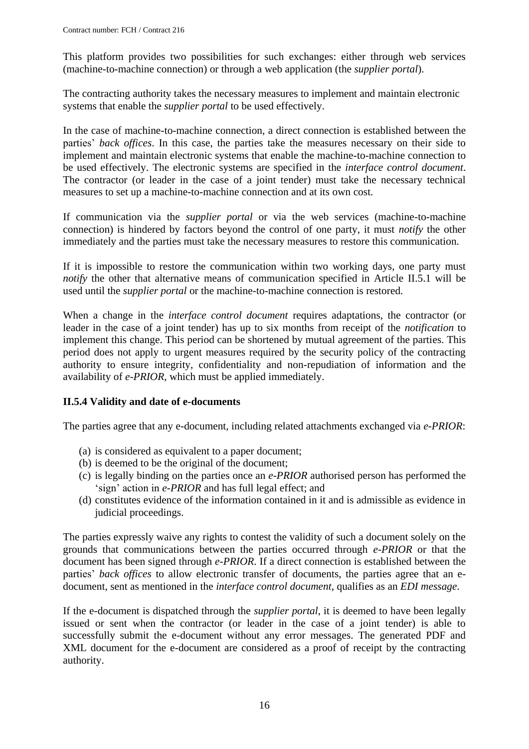This platform provides two possibilities for such exchanges: either through web services (machine-to-machine connection) or through a web application (the *supplier portal*).

The contracting authority takes the necessary measures to implement and maintain electronic systems that enable the *supplier portal* to be used effectively.

In the case of machine-to-machine connection, a direct connection is established between the parties' *back offices*. In this case, the parties take the measures necessary on their side to implement and maintain electronic systems that enable the machine-to-machine connection to be used effectively. The electronic systems are specified in the *interface control document*. The contractor (or leader in the case of a joint tender) must take the necessary technical measures to set up a machine-to-machine connection and at its own cost.

If communication via the *supplier portal* or via the web services (machine-to-machine connection) is hindered by factors beyond the control of one party, it must *notify* the other immediately and the parties must take the necessary measures to restore this communication.

If it is impossible to restore the communication within two working days, one party must *notify* the other that alternative means of communication specified in Article II.5.1 will be used until the *supplier portal* or the machine-to-machine connection is restored.

When a change in the *interface control document* requires adaptations, the contractor (or leader in the case of a joint tender) has up to six months from receipt of the *notification* to implement this change. This period can be shortened by mutual agreement of the parties. This period does not apply to urgent measures required by the security policy of the contracting authority to ensure integrity, confidentiality and non-repudiation of information and the availability of *e-PRIOR*, which must be applied immediately.

### II.5.4 Validity and date of e-documents

The parties agree that any e-document, including related attachments exchanged via *e-PRIOR*:

(a) is considered as equivalent to a paper document;
(b) is deemed to be the original of the document;
(c) is legally binding on the parties once an *e-PRIOR* authorised person has performed the 'sign' action in *e-PRIOR* and has full legal effect; and
(d) constitutes evidence of the information contained in it and is admissible as evidence in judicial proceedings.

The parties expressly waive any rights to contest the validity of such a document solely on the grounds that communications between the parties occurred through *e-PRIOR* or that the document has been signed through *e-PRIOR*. If a direct connection is established between the parties' *back offices* to allow electronic transfer of documents, the parties agree that an e-document, sent as mentioned in the *interface control document*, qualifies as an *EDI message*.

If the e-document is dispatched through the *supplier portal*, it is deemed to have been legally issued or sent when the contractor (or leader in the case of a joint tender) is able to successfully submit the e-document without any error messages. The generated PDF and XML document for the e-document are considered as a proof of receipt by the contracting authority.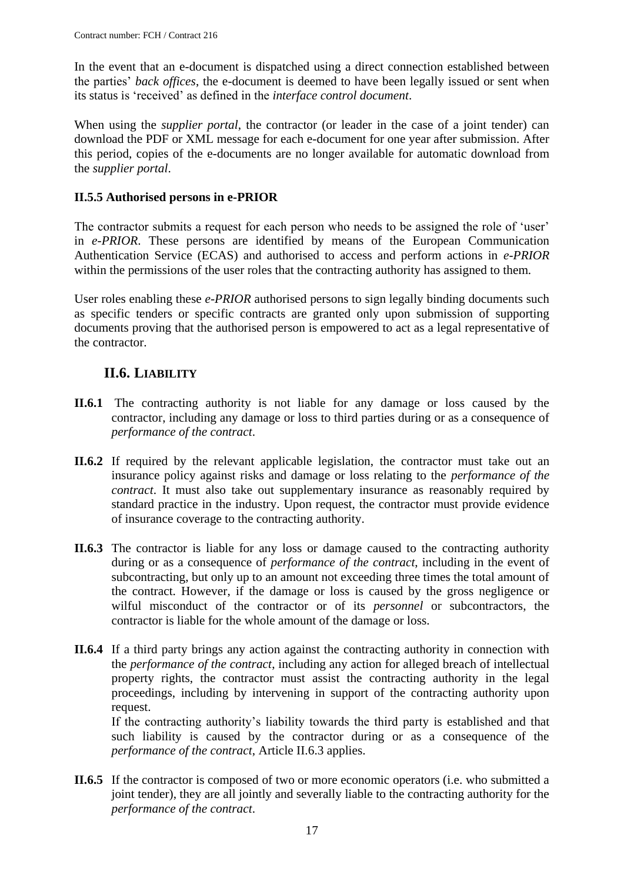In the event that an e-document is dispatched using a direct connection established between the parties' *back offices*, the e-document is deemed to have been legally issued or sent when its status is 'received' as defined in the *interface control document*.

When using the *supplier portal*, the contractor (or leader in the case of a joint tender) can download the PDF or XML message for each e-document for one year after submission. After this period, copies of the e-documents are no longer available for automatic download from the *supplier portal*.

### II.5.5 Authorised persons in e-PRIOR

The contractor submits a request for each person who needs to be assigned the role of 'user' in *e-PRIOR*. These persons are identified by means of the European Communication Authentication Service (ECAS) and authorised to access and perform actions in *e-PRIOR* within the permissions of the user roles that the contracting authority has assigned to them.

User roles enabling these *e-PRIOR* authorised persons to sign legally binding documents such as specific tenders or specific contracts are granted only upon submission of supporting documents proving that the authorised person is empowered to act as a legal representative of the contractor.

## II.6. LIABILITY

**II.6.1** The contracting authority is not liable for any damage or loss caused by the contractor, including any damage or loss to third parties during or as a consequence of *performance of the contract*.

**II.6.2** If required by the relevant applicable legislation, the contractor must take out an insurance policy against risks and damage or loss relating to the *performance of the contract*. It must also take out supplementary insurance as reasonably required by standard practice in the industry. Upon request, the contractor must provide evidence of insurance coverage to the contracting authority.

**II.6.3** The contractor is liable for any loss or damage caused to the contracting authority during or as a consequence of *performance of the contract*, including in the event of subcontracting, but only up to an amount not exceeding three times the total amount of the contract. However, if the damage or loss is caused by the gross negligence or wilful misconduct of the contractor or of its *personnel* or subcontractors, the contractor is liable for the whole amount of the damage or loss.

**II.6.4** If a third party brings any action against the contracting authority in connection with the *performance of the contract*, including any action for alleged breach of intellectual property rights, the contractor must assist the contracting authority in the legal proceedings, including by intervening in support of the contracting authority upon request.
If the contracting authority's liability towards the third party is established and that such liability is caused by the contractor during or as a consequence of the *performance of the contract*, Article II.6.3 applies.

**II.6.5** If the contractor is composed of two or more economic operators (i.e. who submitted a joint tender), they are all jointly and severally liable to the contracting authority for the *performance of the contract*.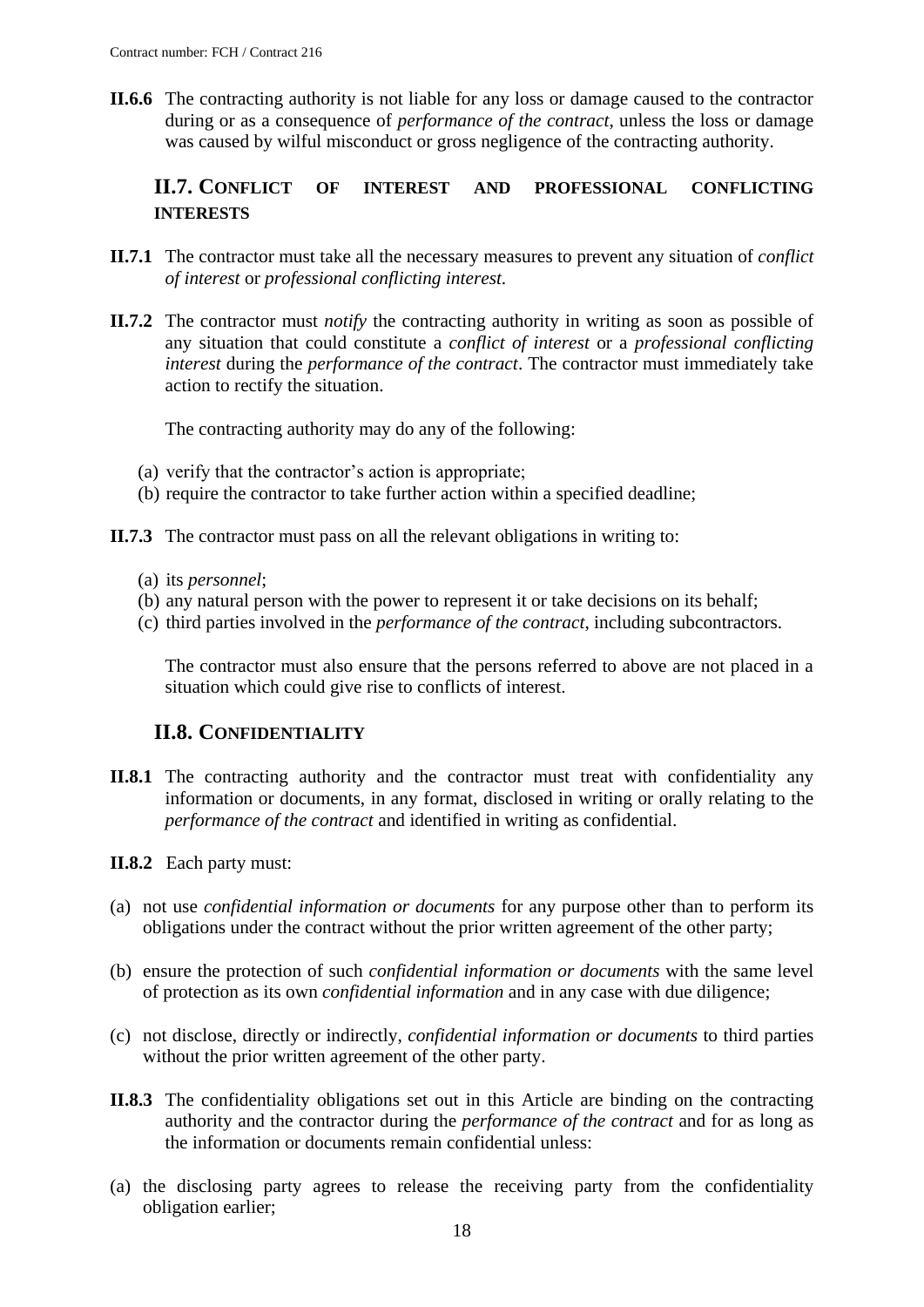**II.6.6** The contracting authority is not liable for any loss or damage caused to the contractor during or as a consequence of *performance of the contract*, unless the loss or damage was caused by wilful misconduct or gross negligence of the contracting authority.

## II.7. Conflict of interest and professional conflicting interests

**II.7.1** The contractor must take all the necessary measures to prevent any situation of *conflict of interest* or *professional conflicting interest.*

**II.7.2** The contractor must *notify* the contracting authority in writing as soon as possible of any situation that could constitute a *conflict of interest* or a *professional conflicting interest* during the *performance of the contract*. The contractor must immediately take action to rectify the situation.

The contracting authority may do any of the following:

(a) verify that the contractor's action is appropriate;
(b) require the contractor to take further action within a specified deadline;

**II.7.3** The contractor must pass on all the relevant obligations in writing to:

(a) its *personnel*;
(b) any natural person with the power to represent it or take decisions on its behalf;
(c) third parties involved in the *performance of the contract*, including subcontractors.

The contractor must also ensure that the persons referred to above are not placed in a situation which could give rise to conflicts of interest.

## II.8. Confidentiality

**II.8.1** The contracting authority and the contractor must treat with confidentiality any information or documents, in any format, disclosed in writing or orally relating to the *performance of the contract* and identified in writing as confidential.

**II.8.2** Each party must:

(a) not use *confidential information or documents* for any purpose other than to perform its obligations under the contract without the prior written agreement of the other party;

(b) ensure the protection of such *confidential information or documents* with the same level of protection as its own *confidential information* and in any case with due diligence;

(c) not disclose, directly or indirectly, *confidential information or documents* to third parties without the prior written agreement of the other party.

**II.8.3** The confidentiality obligations set out in this Article are binding on the contracting authority and the contractor during the *performance of the contract* and for as long as the information or documents remain confidential unless:

(a) the disclosing party agrees to release the receiving party from the confidentiality obligation earlier;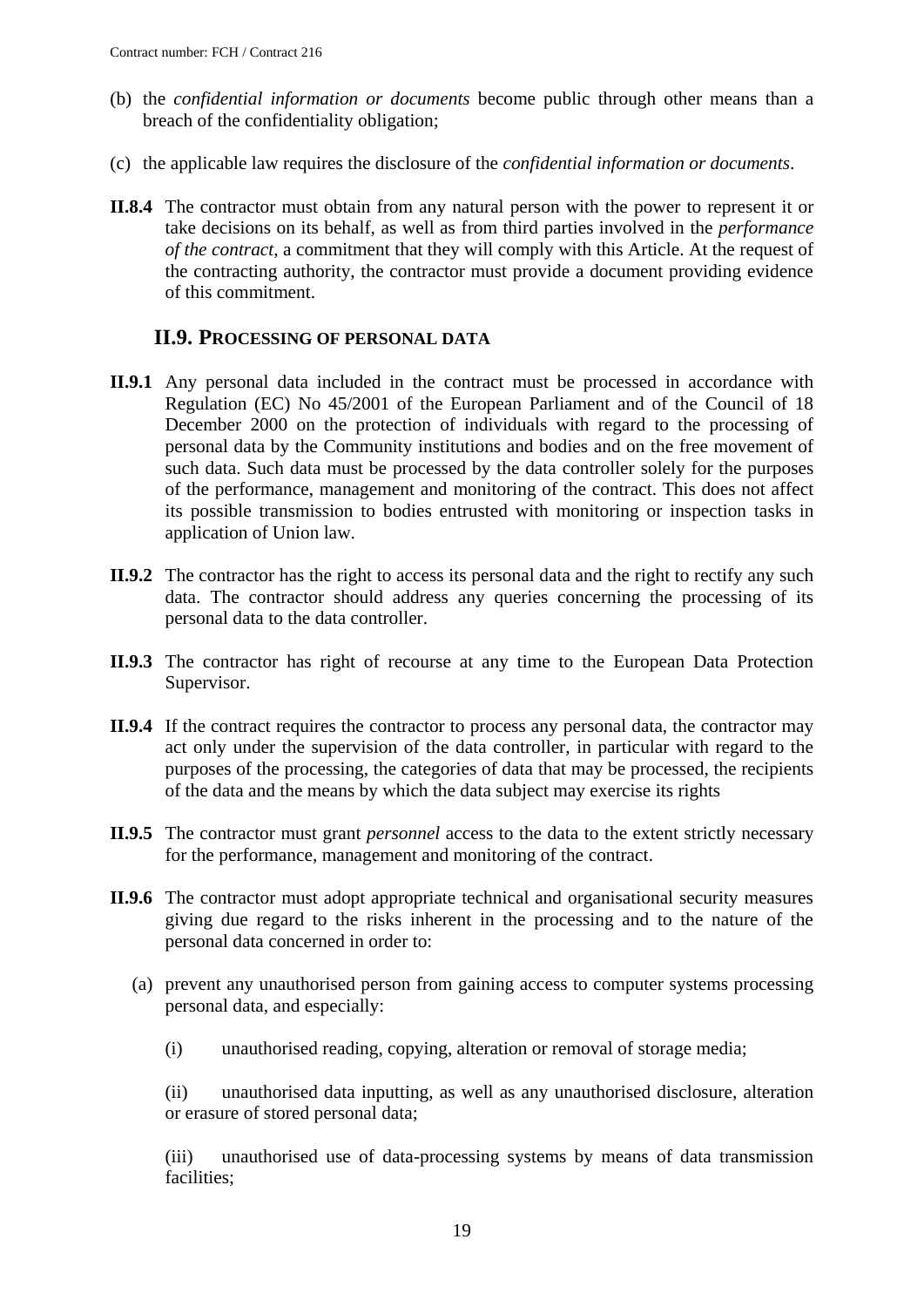(b) the *confidential information or documents* become public through other means than a breach of the confidentiality obligation;

(c) the applicable law requires the disclosure of the *confidential information or documents*.

**II.8.4** The contractor must obtain from any natural person with the power to represent it or take decisions on its behalf, as well as from third parties involved in the *performance of the contract*, a commitment that they will comply with this Article. At the request of the contracting authority, the contractor must provide a document providing evidence of this commitment.

## II.9. PROCESSING OF PERSONAL DATA

**II.9.1** Any personal data included in the contract must be processed in accordance with Regulation (EC) No 45/2001 of the European Parliament and of the Council of 18 December 2000 on the protection of individuals with regard to the processing of personal data by the Community institutions and bodies and on the free movement of such data. Such data must be processed by the data controller solely for the purposes of the performance, management and monitoring of the contract. This does not affect its possible transmission to bodies entrusted with monitoring or inspection tasks in application of Union law.

**II.9.2** The contractor has the right to access its personal data and the right to rectify any such data. The contractor should address any queries concerning the processing of its personal data to the data controller.

**II.9.3** The contractor has right of recourse at any time to the European Data Protection Supervisor.

**II.9.4** If the contract requires the contractor to process any personal data, the contractor may act only under the supervision of the data controller, in particular with regard to the purposes of the processing, the categories of data that may be processed, the recipients of the data and the means by which the data subject may exercise its rights

**II.9.5** The contractor must grant *personnel* access to the data to the extent strictly necessary for the performance, management and monitoring of the contract.

**II.9.6** The contractor must adopt appropriate technical and organisational security measures giving due regard to the risks inherent in the processing and to the nature of the personal data concerned in order to:

(a) prevent any unauthorised person from gaining access to computer systems processing personal data, and especially:

(i) unauthorised reading, copying, alteration or removal of storage media;

(ii) unauthorised data inputting, as well as any unauthorised disclosure, alteration or erasure of stored personal data;

(iii) unauthorised use of data-processing systems by means of data transmission facilities;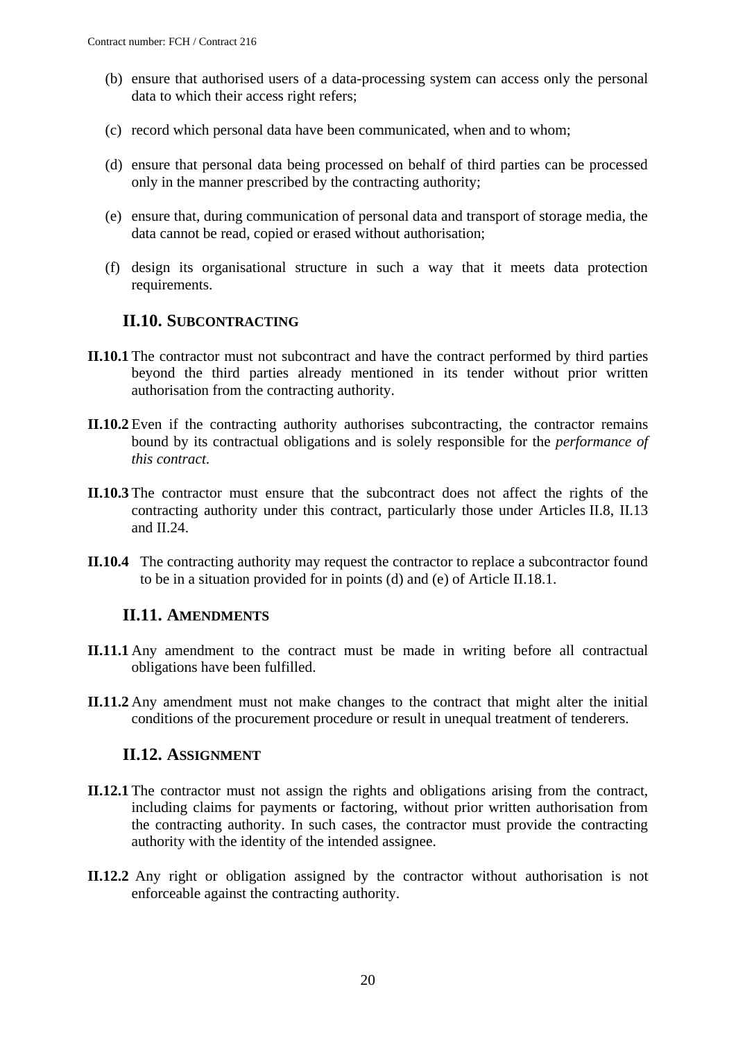(b) ensure that authorised users of a data-processing system can access only the personal data to which their access right refers;

(c) record which personal data have been communicated, when and to whom;

(d) ensure that personal data being processed on behalf of third parties can be processed only in the manner prescribed by the contracting authority;

(e) ensure that, during communication of personal data and transport of storage media, the data cannot be read, copied or erased without authorisation;

(f) design its organisational structure in such a way that it meets data protection requirements.

## II.10. SUBCONTRACTING

**II.10.1** The contractor must not subcontract and have the contract performed by third parties beyond the third parties already mentioned in its tender without prior written authorisation from the contracting authority.

**II.10.2** Even if the contracting authority authorises subcontracting, the contractor remains bound by its contractual obligations and is solely responsible for the *performance of this contract*.

**II.10.3** The contractor must ensure that the subcontract does not affect the rights of the contracting authority under this contract, particularly those under Articles II.8, II.13 and II.24.

**II.10.4** The contracting authority may request the contractor to replace a subcontractor found to be in a situation provided for in points (d) and (e) of Article II.18.1.

## II.11. AMENDMENTS

**II.11.1** Any amendment to the contract must be made in writing before all contractual obligations have been fulfilled.

**II.11.2** Any amendment must not make changes to the contract that might alter the initial conditions of the procurement procedure or result in unequal treatment of tenderers.

## II.12. ASSIGNMENT

**II.12.1** The contractor must not assign the rights and obligations arising from the contract, including claims for payments or factoring, without prior written authorisation from the contracting authority. In such cases, the contractor must provide the contracting authority with the identity of the intended assignee.

**II.12.2** Any right or obligation assigned by the contractor without authorisation is not enforceable against the contracting authority.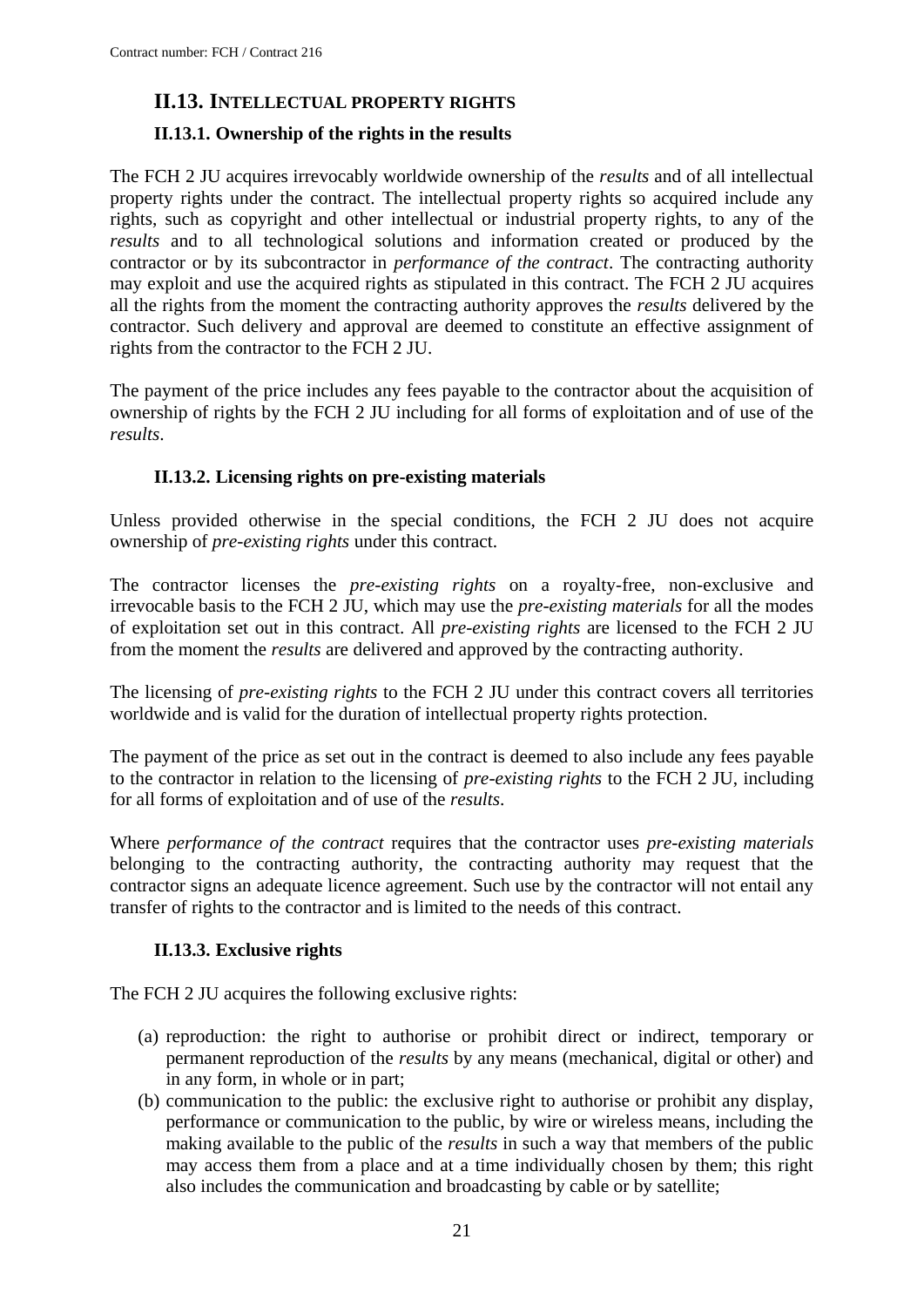## II.13. INTELLECTUAL PROPERTY RIGHTS

### II.13.1. Ownership of the rights in the results

The FCH 2 JU acquires irrevocably worldwide ownership of the *results* and of all intellectual property rights under the contract. The intellectual property rights so acquired include any rights, such as copyright and other intellectual or industrial property rights, to any of the *results* and to all technological solutions and information created or produced by the contractor or by its subcontractor in *performance of the contract*. The contracting authority may exploit and use the acquired rights as stipulated in this contract. The FCH 2 JU acquires all the rights from the moment the contracting authority approves the *results* delivered by the contractor. Such delivery and approval are deemed to constitute an effective assignment of rights from the contractor to the FCH 2 JU.

The payment of the price includes any fees payable to the contractor about the acquisition of ownership of rights by the FCH 2 JU including for all forms of exploitation and of use of the *results*.

### II.13.2. Licensing rights on pre-existing materials

Unless provided otherwise in the special conditions, the FCH 2 JU does not acquire ownership of *pre-existing rights* under this contract.

The contractor licenses the *pre-existing rights* on a royalty-free, non-exclusive and irrevocable basis to the FCH 2 JU, which may use the *pre-existing materials* for all the modes of exploitation set out in this contract. All *pre-existing rights* are licensed to the FCH 2 JU from the moment the *results* are delivered and approved by the contracting authority.

The licensing of *pre-existing rights* to the FCH 2 JU under this contract covers all territories worldwide and is valid for the duration of intellectual property rights protection.

The payment of the price as set out in the contract is deemed to also include any fees payable to the contractor in relation to the licensing of *pre-existing rights* to the FCH 2 JU, including for all forms of exploitation and of use of the *results*.

Where *performance of the contract* requires that the contractor uses *pre-existing materials* belonging to the contracting authority, the contracting authority may request that the contractor signs an adequate licence agreement. Such use by the contractor will not entail any transfer of rights to the contractor and is limited to the needs of this contract.

### II.13.3. Exclusive rights

The FCH 2 JU acquires the following exclusive rights:

(a) reproduction: the right to authorise or prohibit direct or indirect, temporary or permanent reproduction of the *results* by any means (mechanical, digital or other) and in any form, in whole or in part;

(b) communication to the public: the exclusive right to authorise or prohibit any display, performance or communication to the public, by wire or wireless means, including the making available to the public of the *results* in such a way that members of the public may access them from a place and at a time individually chosen by them; this right also includes the communication and broadcasting by cable or by satellite;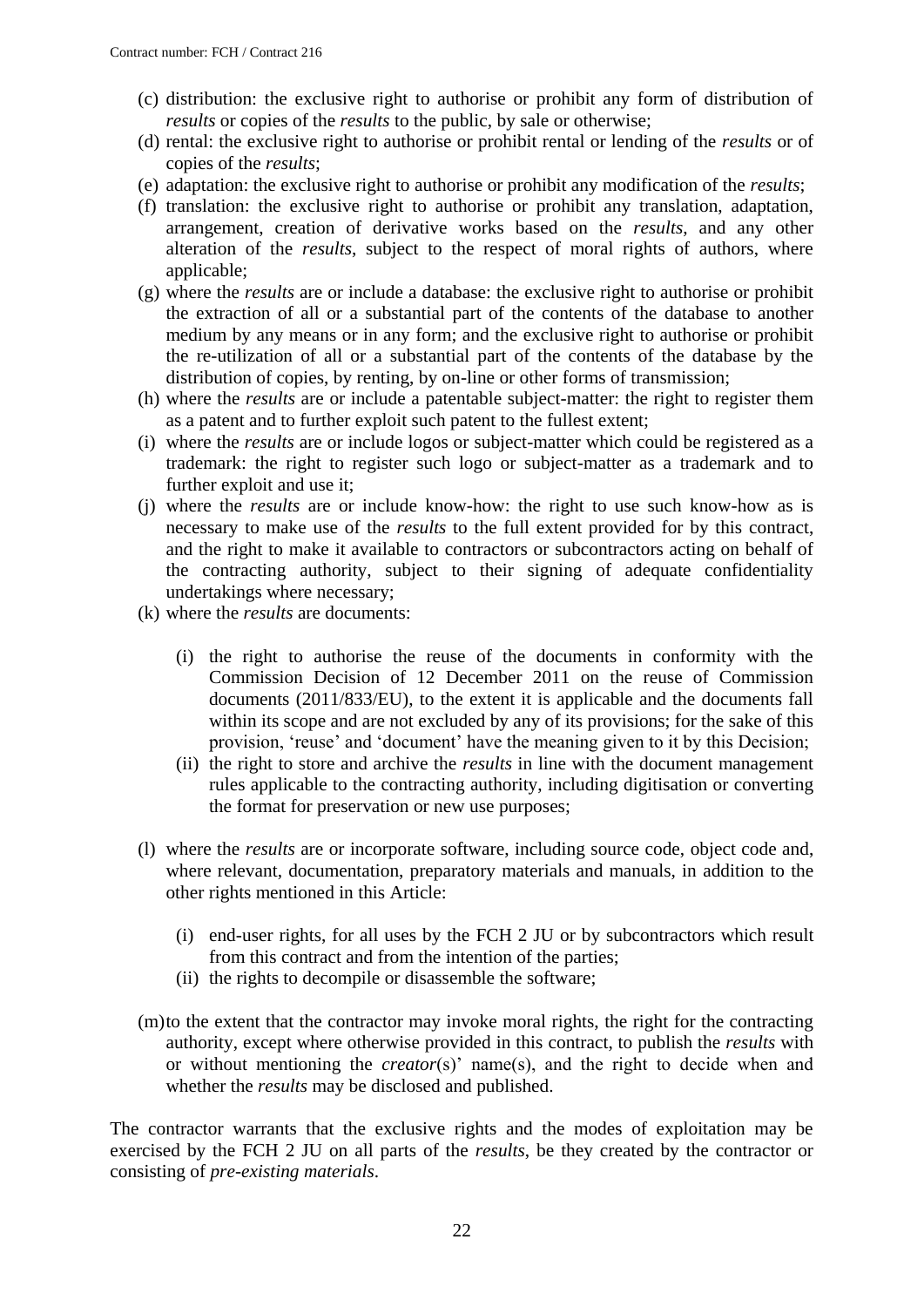(c) distribution: the exclusive right to authorise or prohibit any form of distribution of *results* or copies of the *results* to the public, by sale or otherwise;

(d) rental: the exclusive right to authorise or prohibit rental or lending of the *results* or of copies of the *results*;

(e) adaptation: the exclusive right to authorise or prohibit any modification of the *results*;

(f) translation: the exclusive right to authorise or prohibit any translation, adaptation, arrangement, creation of derivative works based on the *results*, and any other alteration of the *results*, subject to the respect of moral rights of authors, where applicable;

(g) where the *results* are or include a database: the exclusive right to authorise or prohibit the extraction of all or a substantial part of the contents of the database to another medium by any means or in any form; and the exclusive right to authorise or prohibit the re-utilization of all or a substantial part of the contents of the database by the distribution of copies, by renting, by on-line or other forms of transmission;

(h) where the *results* are or include a patentable subject-matter: the right to register them as a patent and to further exploit such patent to the fullest extent;

(i) where the *results* are or include logos or subject-matter which could be registered as a trademark: the right to register such logo or subject-matter as a trademark and to further exploit and use it;

(j) where the *results* are or include know-how: the right to use such know-how as is necessary to make use of the *results* to the full extent provided for by this contract, and the right to make it available to contractors or subcontractors acting on behalf of the contracting authority, subject to their signing of adequate confidentiality undertakings where necessary;

(k) where the *results* are documents:

   (i) the right to authorise the reuse of the documents in conformity with the Commission Decision of 12 December 2011 on the reuse of Commission documents (2011/833/EU), to the extent it is applicable and the documents fall within its scope and are not excluded by any of its provisions; for the sake of this provision, 'reuse' and 'document' have the meaning given to it by this Decision;

   (ii) the right to store and archive the *results* in line with the document management rules applicable to the contracting authority, including digitisation or converting the format for preservation or new use purposes;

(l) where the *results* are or incorporate software, including source code, object code and, where relevant, documentation, preparatory materials and manuals, in addition to the other rights mentioned in this Article:

   (i) end-user rights, for all uses by the FCH 2 JU or by subcontractors which result from this contract and from the intention of the parties;

   (ii) the rights to decompile or disassemble the software;

(m) to the extent that the contractor may invoke moral rights, the right for the contracting authority, except where otherwise provided in this contract, to publish the *results* with or without mentioning the *creator*(s)' name(s), and the right to decide when and whether the *results* may be disclosed and published.

The contractor warrants that the exclusive rights and the modes of exploitation may be exercised by the FCH 2 JU on all parts of the *results*, be they created by the contractor or consisting of *pre-existing materials*.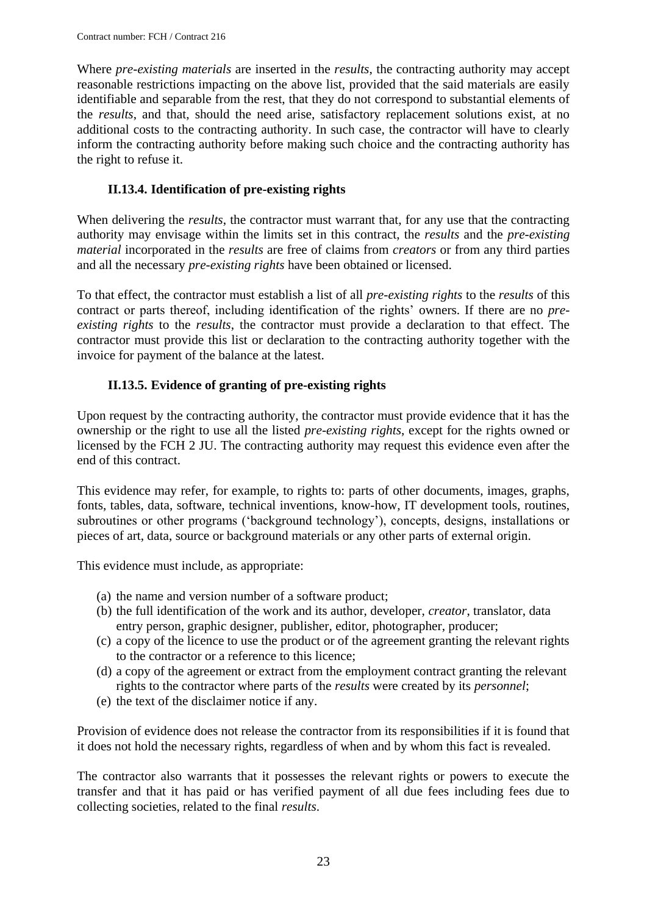Where *pre-existing materials* are inserted in the *results*, the contracting authority may accept reasonable restrictions impacting on the above list, provided that the said materials are easily identifiable and separable from the rest, that they do not correspond to substantial elements of the *results*, and that, should the need arise, satisfactory replacement solutions exist, at no additional costs to the contracting authority. In such case, the contractor will have to clearly inform the contracting authority before making such choice and the contracting authority has the right to refuse it.

### II.13.4. Identification of pre-existing rights

When delivering the *results*, the contractor must warrant that, for any use that the contracting authority may envisage within the limits set in this contract, the *results* and the *pre-existing material* incorporated in the *results* are free of claims from *creators* or from any third parties and all the necessary *pre-existing rights* have been obtained or licensed.

To that effect, the contractor must establish a list of all *pre-existing rights* to the *results* of this contract or parts thereof, including identification of the rights' owners. If there are no *pre-existing rights* to the *results*, the contractor must provide a declaration to that effect. The contractor must provide this list or declaration to the contracting authority together with the invoice for payment of the balance at the latest.

### II.13.5. Evidence of granting of pre-existing rights

Upon request by the contracting authority, the contractor must provide evidence that it has the ownership or the right to use all the listed *pre-existing rights*, except for the rights owned or licensed by the FCH 2 JU. The contracting authority may request this evidence even after the end of this contract.

This evidence may refer, for example, to rights to: parts of other documents, images, graphs, fonts, tables, data, software, technical inventions, know-how, IT development tools, routines, subroutines or other programs ('background technology'), concepts, designs, installations or pieces of art, data, source or background materials or any other parts of external origin.

This evidence must include, as appropriate:

(a) the name and version number of a software product;
(b) the full identification of the work and its author, developer, *creator*, translator, data entry person, graphic designer, publisher, editor, photographer, producer;
(c) a copy of the licence to use the product or of the agreement granting the relevant rights to the contractor or a reference to this licence;
(d) a copy of the agreement or extract from the employment contract granting the relevant rights to the contractor where parts of the *results* were created by its *personnel*;
(e) the text of the disclaimer notice if any.

Provision of evidence does not release the contractor from its responsibilities if it is found that it does not hold the necessary rights, regardless of when and by whom this fact is revealed.

The contractor also warrants that it possesses the relevant rights or powers to execute the transfer and that it has paid or has verified payment of all due fees including fees due to collecting societies, related to the final *results*.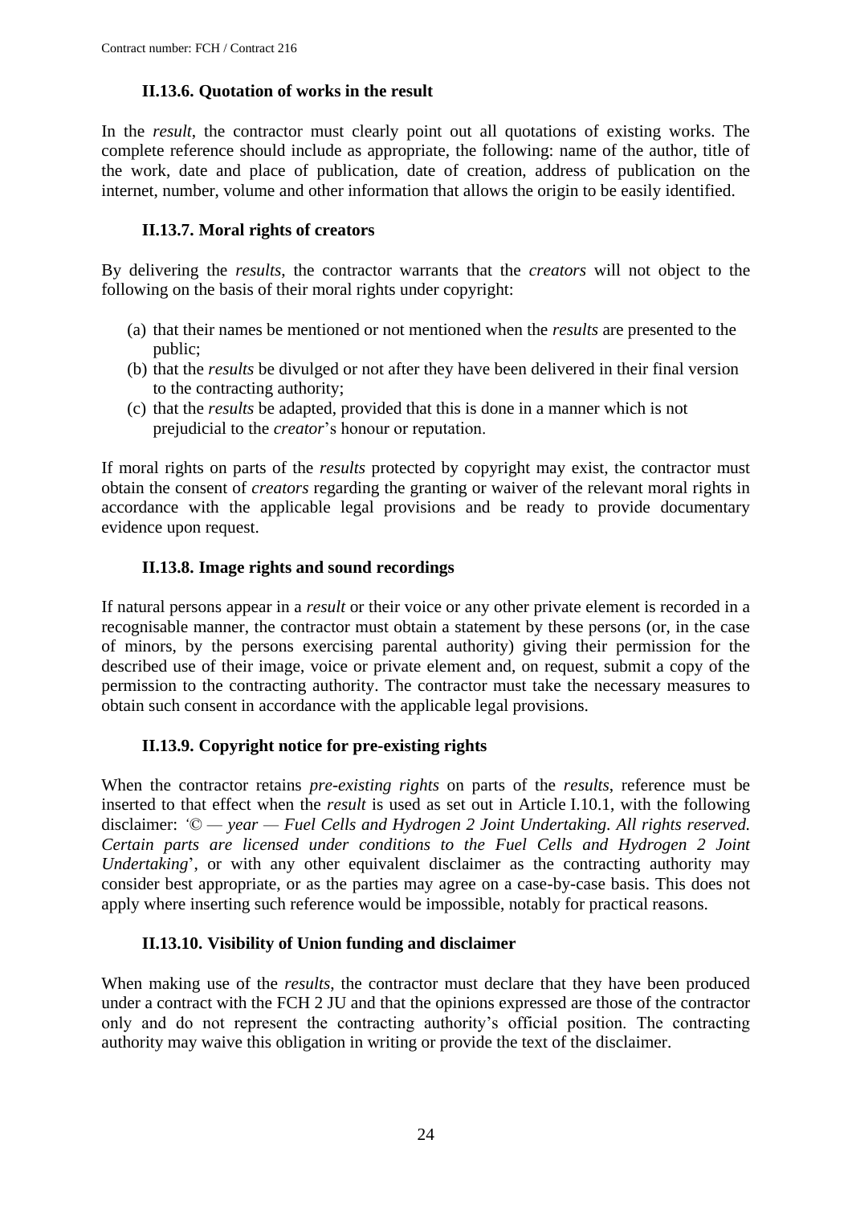### II.13.6. Quotation of works in the result

In the *result*, the contractor must clearly point out all quotations of existing works. The complete reference should include as appropriate, the following: name of the author, title of the work, date and place of publication, date of creation, address of publication on the internet, number, volume and other information that allows the origin to be easily identified.

### II.13.7. Moral rights of creators

By delivering the *results*, the contractor warrants that the *creators* will not object to the following on the basis of their moral rights under copyright:

(a) that their names be mentioned or not mentioned when the *results* are presented to the public;
(b) that the *results* be divulged or not after they have been delivered in their final version to the contracting authority;
(c) that the *results* be adapted, provided that this is done in a manner which is not prejudicial to the *creator*'s honour or reputation.

If moral rights on parts of the *results* protected by copyright may exist, the contractor must obtain the consent of *creators* regarding the granting or waiver of the relevant moral rights in accordance with the applicable legal provisions and be ready to provide documentary evidence upon request.

### II.13.8. Image rights and sound recordings

If natural persons appear in a *result* or their voice or any other private element is recorded in a recognisable manner, the contractor must obtain a statement by these persons (or, in the case of minors, by the persons exercising parental authority) giving their permission for the described use of their image, voice or private element and, on request, submit a copy of the permission to the contracting authority. The contractor must take the necessary measures to obtain such consent in accordance with the applicable legal provisions.

### II.13.9. Copyright notice for pre-existing rights

When the contractor retains *pre-existing rights* on parts of the *results*, reference must be inserted to that effect when the *result* is used as set out in Article I.10.1, with the following disclaimer: '*© — year — Fuel Cells and Hydrogen 2 Joint Undertaking. All rights reserved. Certain parts are licensed under conditions to the Fuel Cells and Hydrogen 2 Joint Undertaking*', or with any other equivalent disclaimer as the contracting authority may consider best appropriate, or as the parties may agree on a case-by-case basis. This does not apply where inserting such reference would be impossible, notably for practical reasons.

### II.13.10. Visibility of Union funding and disclaimer

When making use of the *results*, the contractor must declare that they have been produced under a contract with the FCH 2 JU and that the opinions expressed are those of the contractor only and do not represent the contracting authority's official position. The contracting authority may waive this obligation in writing or provide the text of the disclaimer.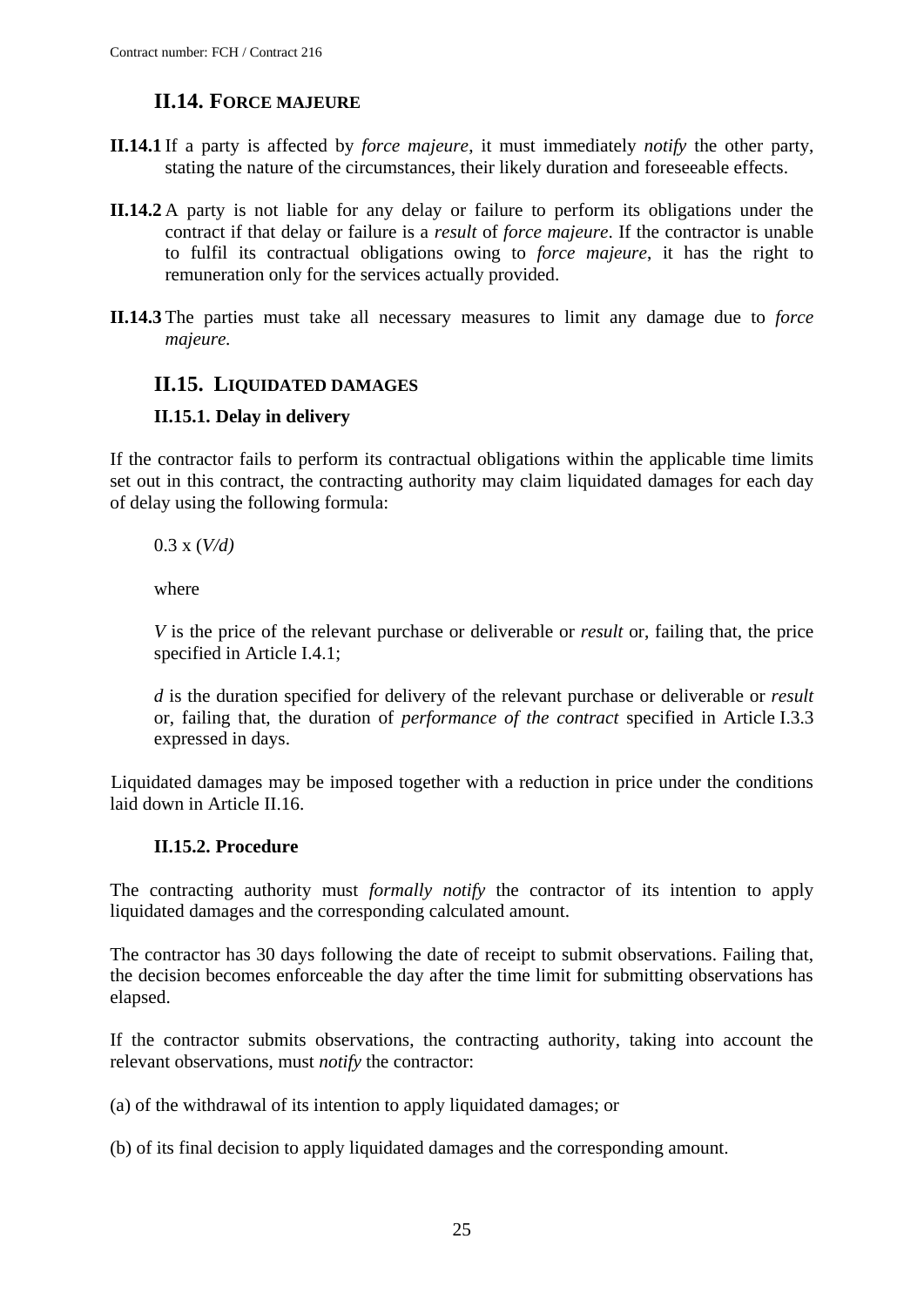## II.14. FORCE MAJEURE

**II.14.1** If a party is affected by *force majeure*, it must immediately *notify* the other party, stating the nature of the circumstances, their likely duration and foreseeable effects.

**II.14.2** A party is not liable for any delay or failure to perform its obligations under the contract if that delay or failure is a *result* of *force majeure*. If the contractor is unable to fulfil its contractual obligations owing to *force majeure*, it has the right to remuneration only for the services actually provided.

**II.14.3** The parties must take all necessary measures to limit any damage due to *force majeure.*

## II.15. LIQUIDATED DAMAGES

### II.15.1. Delay in delivery

If the contractor fails to perform its contractual obligations within the applicable time limits set out in this contract, the contracting authority may claim liquidated damages for each day of delay using the following formula:

$0.3 \times (V/d)$

where

$V$ is the price of the relevant purchase or deliverable or *result* or, failing that, the price specified in Article I.4.1;

$d$ is the duration specified for delivery of the relevant purchase or deliverable or *result* or, failing that, the duration of *performance of the contract* specified in Article I.3.3 expressed in days.

Liquidated damages may be imposed together with a reduction in price under the conditions laid down in Article II.16.

### II.15.2. Procedure

The contracting authority must *formally notify* the contractor of its intention to apply liquidated damages and the corresponding calculated amount.

The contractor has 30 days following the date of receipt to submit observations. Failing that, the decision becomes enforceable the day after the time limit for submitting observations has elapsed.

If the contractor submits observations, the contracting authority, taking into account the relevant observations, must *notify* the contractor:

(a) of the withdrawal of its intention to apply liquidated damages; or

(b) of its final decision to apply liquidated damages and the corresponding amount.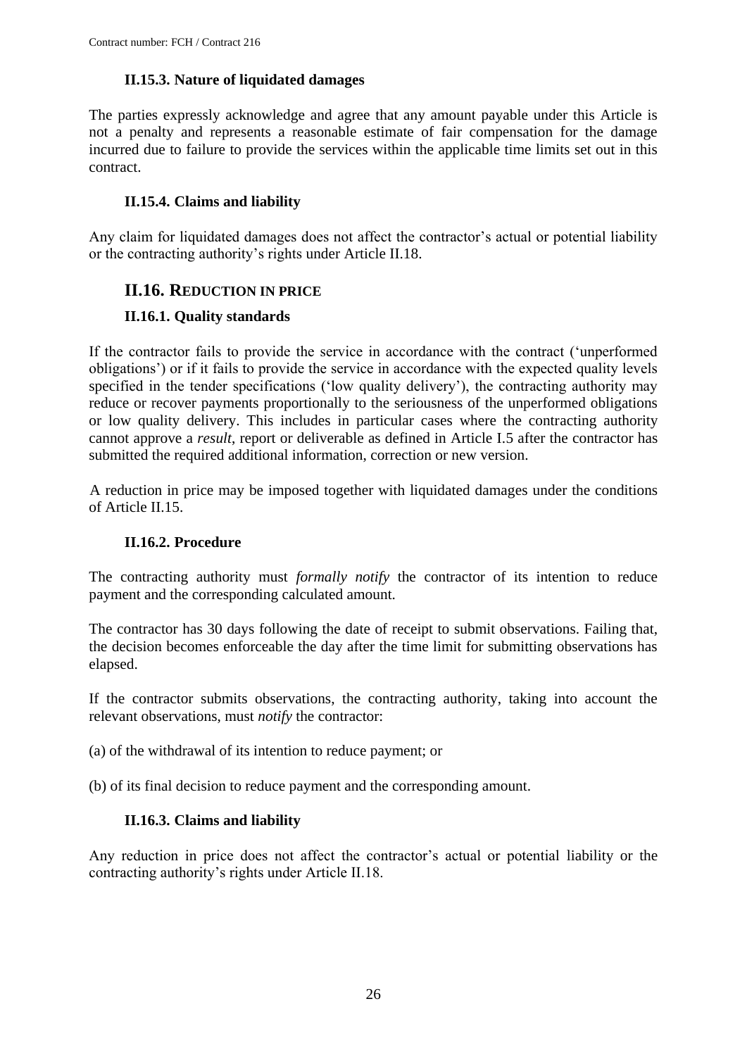### II.15.3. Nature of liquidated damages

The parties expressly acknowledge and agree that any amount payable under this Article is not a penalty and represents a reasonable estimate of fair compensation for the damage incurred due to failure to provide the services within the applicable time limits set out in this contract.

### II.15.4. Claims and liability

Any claim for liquidated damages does not affect the contractor's actual or potential liability or the contracting authority's rights under Article II.18.

## II.16. REDUCTION IN PRICE

### II.16.1. Quality standards

If the contractor fails to provide the service in accordance with the contract ('unperformed obligations') or if it fails to provide the service in accordance with the expected quality levels specified in the tender specifications ('low quality delivery'), the contracting authority may reduce or recover payments proportionally to the seriousness of the unperformed obligations or low quality delivery. This includes in particular cases where the contracting authority cannot approve a *result*, report or deliverable as defined in Article I.5 after the contractor has submitted the required additional information, correction or new version.

A reduction in price may be imposed together with liquidated damages under the conditions of Article II.15.

### II.16.2. Procedure

The contracting authority must *formally notify* the contractor of its intention to reduce payment and the corresponding calculated amount.

The contractor has 30 days following the date of receipt to submit observations. Failing that, the decision becomes enforceable the day after the time limit for submitting observations has elapsed.

If the contractor submits observations, the contracting authority, taking into account the relevant observations, must *notify* the contractor:

(a) of the withdrawal of its intention to reduce payment; or

(b) of its final decision to reduce payment and the corresponding amount.

### II.16.3. Claims and liability

Any reduction in price does not affect the contractor's actual or potential liability or the contracting authority's rights under Article II.18.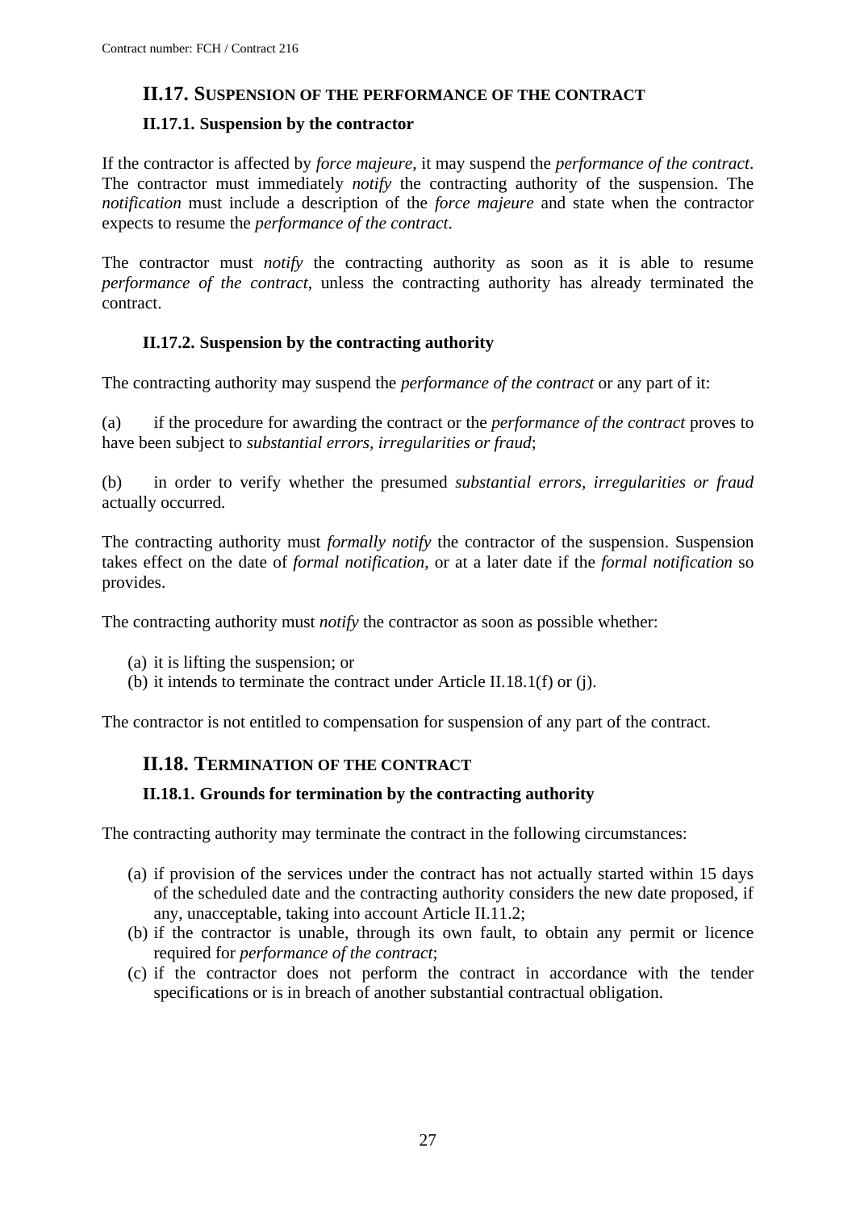## II.17. SUSPENSION OF THE PERFORMANCE OF THE CONTRACT

### II.17.1. Suspension by the contractor

If the contractor is affected by *force majeure*, it may suspend the *performance of the contract*. The contractor must immediately *notify* the contracting authority of the suspension. The *notification* must include a description of the *force majeure* and state when the contractor expects to resume the *performance of the contract*.

The contractor must *notify* the contracting authority as soon as it is able to resume *performance of the contract*, unless the contracting authority has already terminated the contract.

### II.17.2. Suspension by the contracting authority

The contracting authority may suspend the *performance of the contract* or any part of it:

(a) if the procedure for awarding the contract or the *performance of the contract* proves to have been subject to *substantial errors, irregularities or fraud*;

(b) in order to verify whether the presumed *substantial errors, irregularities or fraud* actually occurred.

The contracting authority must *formally notify* the contractor of the suspension. Suspension takes effect on the date of *formal notification*, or at a later date if the *formal notification* so provides.

The contracting authority must *notify* the contractor as soon as possible whether:

(a) it is lifting the suspension; or
(b) it intends to terminate the contract under Article II.18.1(f) or (j).

The contractor is not entitled to compensation for suspension of any part of the contract.

## II.18. TERMINATION OF THE CONTRACT

### II.18.1. Grounds for termination by the contracting authority

The contracting authority may terminate the contract in the following circumstances:

(a) if provision of the services under the contract has not actually started within 15 days of the scheduled date and the contracting authority considers the new date proposed, if any, unacceptable, taking into account Article II.11.2;
(b) if the contractor is unable, through its own fault, to obtain any permit or licence required for *performance of the contract*;
(c) if the contractor does not perform the contract in accordance with the tender specifications or is in breach of another substantial contractual obligation.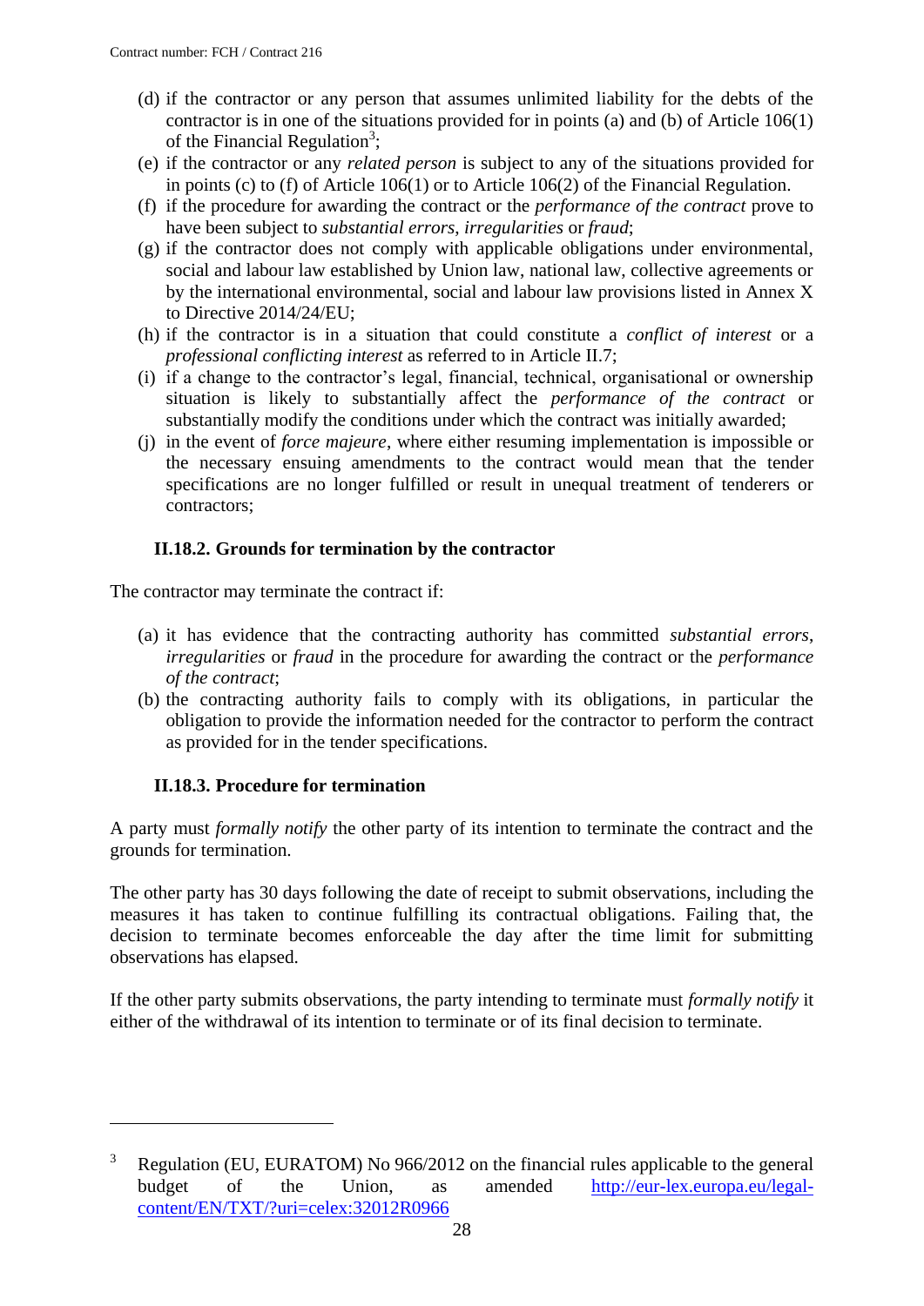(d) if the contractor or any person that assumes unlimited liability for the debts of the contractor is in one of the situations provided for in points (a) and (b) of Article 106(1) of the Financial Regulation[3];

(e) if the contractor or any *related person* is subject to any of the situations provided for in points (c) to (f) of Article 106(1) or to Article 106(2) of the Financial Regulation.

(f) if the procedure for awarding the contract or the *performance of the contract* prove to have been subject to *substantial errors*, *irregularities* or *fraud*;

(g) if the contractor does not comply with applicable obligations under environmental, social and labour law established by Union law, national law, collective agreements or by the international environmental, social and labour law provisions listed in Annex X to Directive 2014/24/EU;

(h) if the contractor is in a situation that could constitute a *conflict of interest* or a *professional conflicting interest* as referred to in Article II.7;

(i) if a change to the contractor's legal, financial, technical, organisational or ownership situation is likely to substantially affect the *performance of the contract* or substantially modify the conditions under which the contract was initially awarded;

(j) in the event of *force majeure*, where either resuming implementation is impossible or the necessary ensuing amendments to the contract would mean that the tender specifications are no longer fulfilled or result in unequal treatment of tenderers or contractors;

### II.18.2. Grounds for termination by the contractor

The contractor may terminate the contract if:

(a) it has evidence that the contracting authority has committed *substantial errors*, *irregularities* or *fraud* in the procedure for awarding the contract or the *performance of the contract*;

(b) the contracting authority fails to comply with its obligations, in particular the obligation to provide the information needed for the contractor to perform the contract as provided for in the tender specifications.

### II.18.3. Procedure for termination

A party must *formally notify* the other party of its intention to terminate the contract and the grounds for termination.

The other party has 30 days following the date of receipt to submit observations, including the measures it has taken to continue fulfilling its contractual obligations. Failing that, the decision to terminate becomes enforceable the day after the time limit for submitting observations has elapsed.

If the other party submits observations, the party intending to terminate must *formally notify* it either of the withdrawal of its intention to terminate or of its final decision to terminate.

---

[3] Regulation (EU, EURATOM) No 966/2012 on the financial rules applicable to the general budget of the Union, as amended http://eur-lex.europa.eu/legal-content/EN/TXT/?uri=celex:32012R0966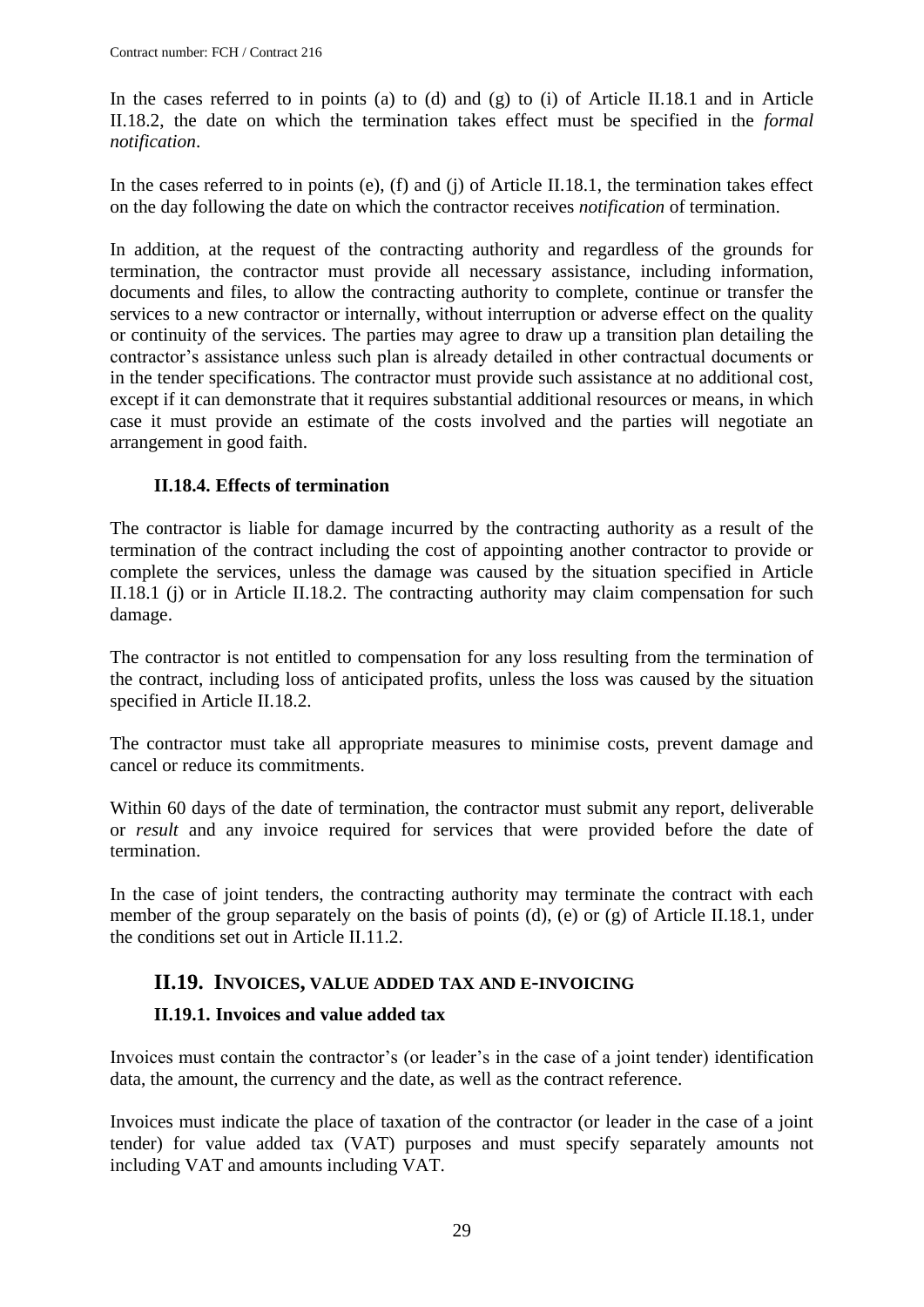In the cases referred to in points (a) to (d) and (g) to (i) of Article II.18.1 and in Article II.18.2, the date on which the termination takes effect must be specified in the *formal notification*.

In the cases referred to in points (e), (f) and (j) of Article II.18.1, the termination takes effect on the day following the date on which the contractor receives *notification* of termination.

In addition, at the request of the contracting authority and regardless of the grounds for termination, the contractor must provide all necessary assistance, including information, documents and files, to allow the contracting authority to complete, continue or transfer the services to a new contractor or internally, without interruption or adverse effect on the quality or continuity of the services. The parties may agree to draw up a transition plan detailing the contractor's assistance unless such plan is already detailed in other contractual documents or in the tender specifications. The contractor must provide such assistance at no additional cost, except if it can demonstrate that it requires substantial additional resources or means, in which case it must provide an estimate of the costs involved and the parties will negotiate an arrangement in good faith.

### II.18.4. Effects of termination

The contractor is liable for damage incurred by the contracting authority as a result of the termination of the contract including the cost of appointing another contractor to provide or complete the services, unless the damage was caused by the situation specified in Article II.18.1 (j) or in Article II.18.2. The contracting authority may claim compensation for such damage.

The contractor is not entitled to compensation for any loss resulting from the termination of the contract, including loss of anticipated profits, unless the loss was caused by the situation specified in Article II.18.2.

The contractor must take all appropriate measures to minimise costs, prevent damage and cancel or reduce its commitments.

Within 60 days of the date of termination, the contractor must submit any report, deliverable or *result* and any invoice required for services that were provided before the date of termination.

In the case of joint tenders, the contracting authority may terminate the contract with each member of the group separately on the basis of points (d), (e) or (g) of Article II.18.1, under the conditions set out in Article II.11.2.

## II.19. INVOICES, VALUE ADDED TAX AND E-INVOICING

### II.19.1. Invoices and value added tax

Invoices must contain the contractor's (or leader's in the case of a joint tender) identification data, the amount, the currency and the date, as well as the contract reference.

Invoices must indicate the place of taxation of the contractor (or leader in the case of a joint tender) for value added tax (VAT) purposes and must specify separately amounts not including VAT and amounts including VAT.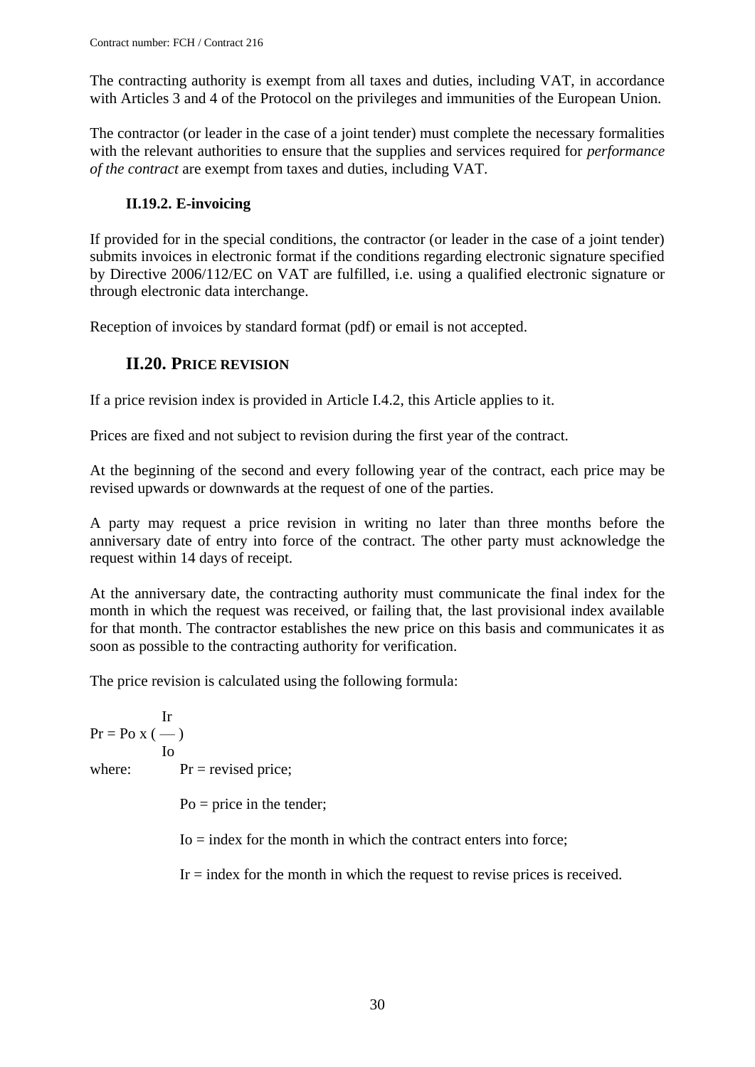The contracting authority is exempt from all taxes and duties, including VAT, in accordance with Articles 3 and 4 of the Protocol on the privileges and immunities of the European Union.

The contractor (or leader in the case of a joint tender) must complete the necessary formalities with the relevant authorities to ensure that the supplies and services required for *performance of the contract* are exempt from taxes and duties, including VAT.

### II.19.2. E-invoicing

If provided for in the special conditions, the contractor (or leader in the case of a joint tender) submits invoices in electronic format if the conditions regarding electronic signature specified by Directive 2006/112/EC on VAT are fulfilled, i.e. using a qualified electronic signature or through electronic data interchange.

Reception of invoices by standard format (pdf) or email is not accepted.

## II.20. PRICE REVISION

If a price revision index is provided in Article I.4.2, this Article applies to it.

Prices are fixed and not subject to revision during the first year of the contract.

At the beginning of the second and every following year of the contract, each price may be revised upwards or downwards at the request of one of the parties.

A party may request a price revision in writing no later than three months before the anniversary date of entry into force of the contract. The other party must acknowledge the request within 14 days of receipt.

At the anniversary date, the contracting authority must communicate the final index for the month in which the request was received, or failing that, the last provisional index available for that month. The contractor establishes the new price on this basis and communicates it as soon as possible to the contracting authority for verification.

The price revision is calculated using the following formula:

$$Pr = Po \times \left( \frac{Ir}{Io} \right)$$

where: $Pr$ = revised price;

$Po$ = price in the tender;

$Io$ = index for the month in which the contract enters into force;

$Ir$ = index for the month in which the request to revise prices is received.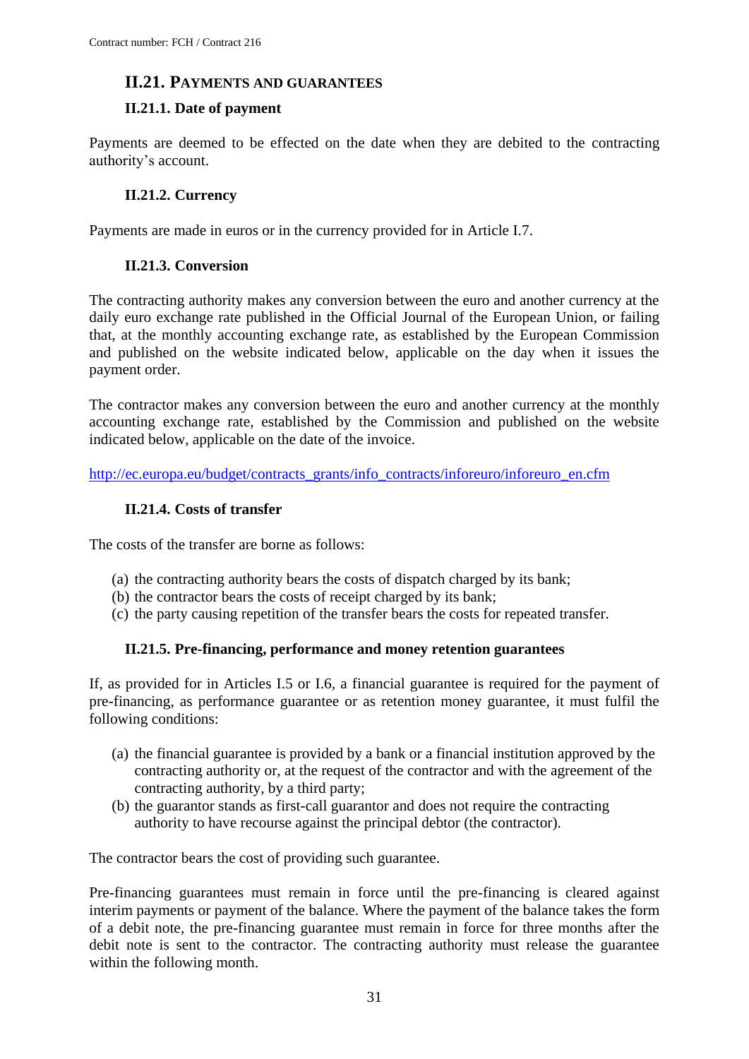## II.21. PAYMENTS AND GUARANTEES

### II.21.1. Date of payment

Payments are deemed to be effected on the date when they are debited to the contracting authority's account.

### II.21.2. Currency

Payments are made in euros or in the currency provided for in Article I.7.

### II.21.3. Conversion

The contracting authority makes any conversion between the euro and another currency at the daily euro exchange rate published in the Official Journal of the European Union, or failing that, at the monthly accounting exchange rate, as established by the European Commission and published on the website indicated below, applicable on the day when it issues the payment order.

The contractor makes any conversion between the euro and another currency at the monthly accounting exchange rate, established by the Commission and published on the website indicated below, applicable on the date of the invoice.

http://ec.europa.eu/budget/contracts_grants/info_contracts/inforeuro/inforeuro_en.cfm

### II.21.4. Costs of transfer

The costs of the transfer are borne as follows:

(a) the contracting authority bears the costs of dispatch charged by its bank;
(b) the contractor bears the costs of receipt charged by its bank;
(c) the party causing repetition of the transfer bears the costs for repeated transfer.

### II.21.5. Pre-financing, performance and money retention guarantees

If, as provided for in Articles I.5 or I.6, a financial guarantee is required for the payment of pre-financing, as performance guarantee or as retention money guarantee, it must fulfil the following conditions:

(a) the financial guarantee is provided by a bank or a financial institution approved by the contracting authority or, at the request of the contractor and with the agreement of the contracting authority, by a third party;
(b) the guarantor stands as first-call guarantor and does not require the contracting authority to have recourse against the principal debtor (the contractor).

The contractor bears the cost of providing such guarantee.

Pre-financing guarantees must remain in force until the pre-financing is cleared against interim payments or payment of the balance. Where the payment of the balance takes the form of a debit note, the pre-financing guarantee must remain in force for three months after the debit note is sent to the contractor. The contracting authority must release the guarantee within the following month.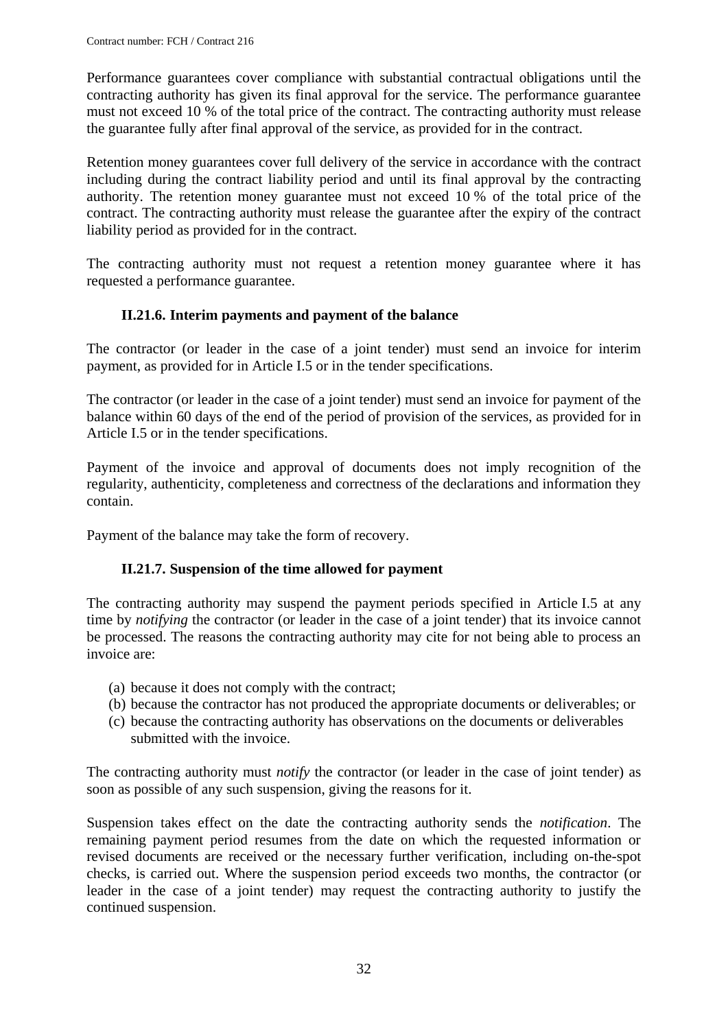Performance guarantees cover compliance with substantial contractual obligations until the contracting authority has given its final approval for the service. The performance guarantee must not exceed 10 % of the total price of the contract. The contracting authority must release the guarantee fully after final approval of the service, as provided for in the contract.

Retention money guarantees cover full delivery of the service in accordance with the contract including during the contract liability period and until its final approval by the contracting authority. The retention money guarantee must not exceed 10 % of the total price of the contract. The contracting authority must release the guarantee after the expiry of the contract liability period as provided for in the contract.

The contracting authority must not request a retention money guarantee where it has requested a performance guarantee.

### II.21.6. Interim payments and payment of the balance

The contractor (or leader in the case of a joint tender) must send an invoice for interim payment, as provided for in Article I.5 or in the tender specifications.

The contractor (or leader in the case of a joint tender) must send an invoice for payment of the balance within 60 days of the end of the period of provision of the services, as provided for in Article I.5 or in the tender specifications.

Payment of the invoice and approval of documents does not imply recognition of the regularity, authenticity, completeness and correctness of the declarations and information they contain.

Payment of the balance may take the form of recovery.

### II.21.7. Suspension of the time allowed for payment

The contracting authority may suspend the payment periods specified in Article I.5 at any time by *notifying* the contractor (or leader in the case of a joint tender) that its invoice cannot be processed. The reasons the contracting authority may cite for not being able to process an invoice are:

(a) because it does not comply with the contract;
(b) because the contractor has not produced the appropriate documents or deliverables; or
(c) because the contracting authority has observations on the documents or deliverables submitted with the invoice.

The contracting authority must *notify* the contractor (or leader in the case of joint tender) as soon as possible of any such suspension, giving the reasons for it.

Suspension takes effect on the date the contracting authority sends the *notification*. The remaining payment period resumes from the date on which the requested information or revised documents are received or the necessary further verification, including on-the-spot checks, is carried out. Where the suspension period exceeds two months, the contractor (or leader in the case of a joint tender) may request the contracting authority to justify the continued suspension.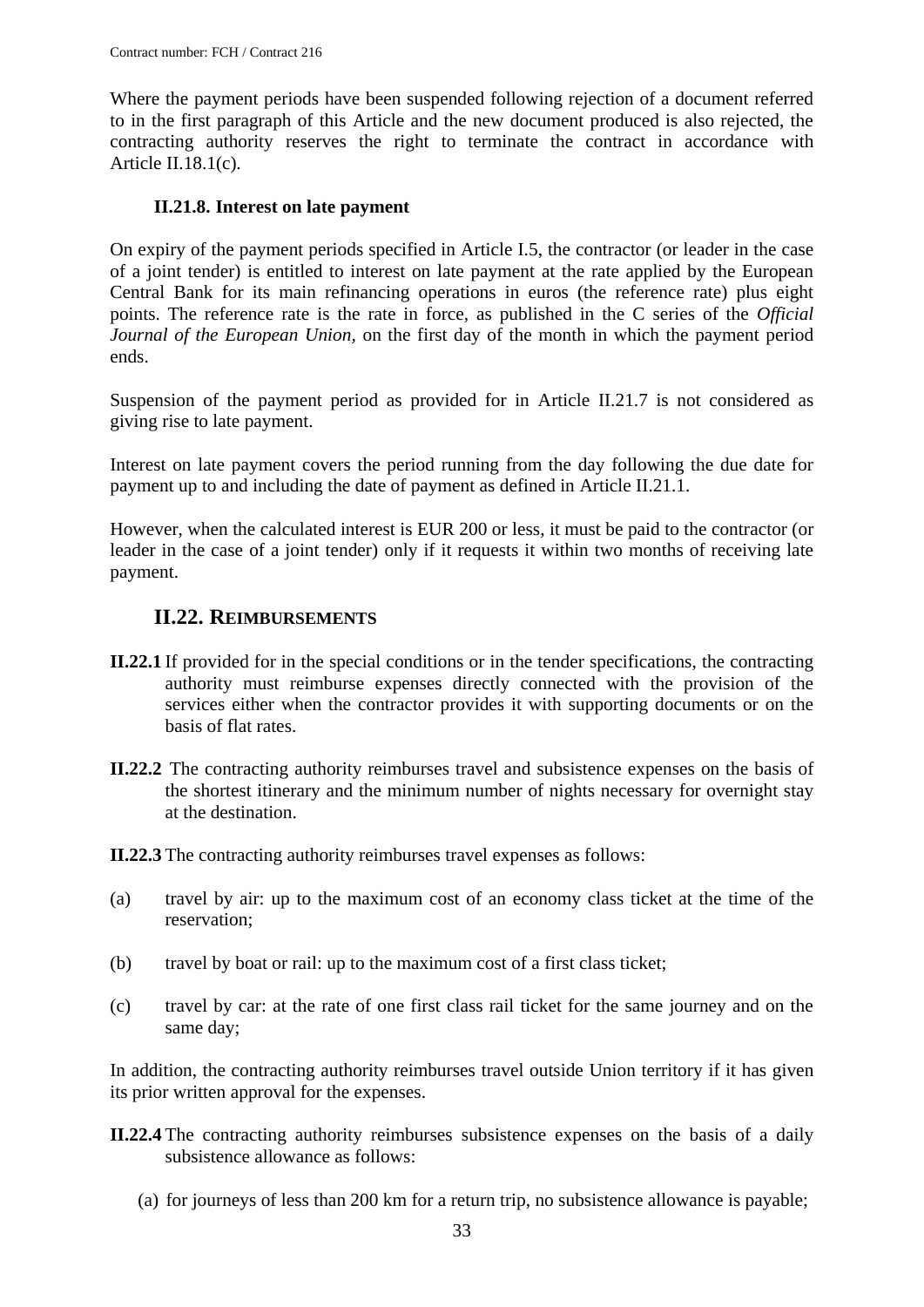Where the payment periods have been suspended following rejection of a document referred to in the first paragraph of this Article and the new document produced is also rejected, the contracting authority reserves the right to terminate the contract in accordance with Article II.18.1(c).

### II.21.8. Interest on late payment

On expiry of the payment periods specified in Article I.5, the contractor (or leader in the case of a joint tender) is entitled to interest on late payment at the rate applied by the European Central Bank for its main refinancing operations in euros (the reference rate) plus eight points. The reference rate is the rate in force, as published in the C series of the *Official Journal of the European Union,* on the first day of the month in which the payment period ends.

Suspension of the payment period as provided for in Article II.21.7 is not considered as giving rise to late payment.

Interest on late payment covers the period running from the day following the due date for payment up to and including the date of payment as defined in Article II.21.1.

However, when the calculated interest is EUR 200 or less, it must be paid to the contractor (or leader in the case of a joint tender) only if it requests it within two months of receiving late payment.

## II.22. REIMBURSEMENTS

**II.22.1** If provided for in the special conditions or in the tender specifications, the contracting authority must reimburse expenses directly connected with the provision of the services either when the contractor provides it with supporting documents or on the basis of flat rates.

**II.22.2** The contracting authority reimburses travel and subsistence expenses on the basis of the shortest itinerary and the minimum number of nights necessary for overnight stay at the destination.

**II.22.3** The contracting authority reimburses travel expenses as follows:

(a) travel by air: up to the maximum cost of an economy class ticket at the time of the reservation;

(b) travel by boat or rail: up to the maximum cost of a first class ticket;

(c) travel by car: at the rate of one first class rail ticket for the same journey and on the same day;

In addition, the contracting authority reimburses travel outside Union territory if it has given its prior written approval for the expenses.

**II.22.4** The contracting authority reimburses subsistence expenses on the basis of a daily subsistence allowance as follows:

(a) for journeys of less than 200 km for a return trip, no subsistence allowance is payable;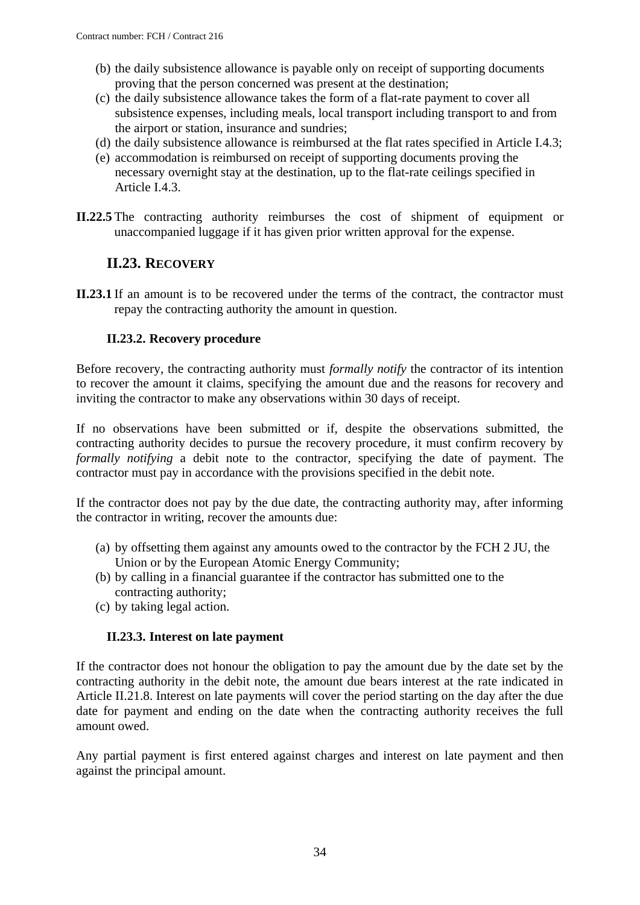(b) the daily subsistence allowance is payable only on receipt of supporting documents proving that the person concerned was present at the destination;
(c) the daily subsistence allowance takes the form of a flat-rate payment to cover all subsistence expenses, including meals, local transport including transport to and from the airport or station, insurance and sundries;
(d) the daily subsistence allowance is reimbursed at the flat rates specified in Article I.4.3;
(e) accommodation is reimbursed on receipt of supporting documents proving the necessary overnight stay at the destination, up to the flat-rate ceilings specified in Article I.4.3.

**II.22.5** The contracting authority reimburses the cost of shipment of equipment or unaccompanied luggage if it has given prior written approval for the expense.

## II.23. RECOVERY

**II.23.1** If an amount is to be recovered under the terms of the contract, the contractor must repay the contracting authority the amount in question.

### II.23.2. Recovery procedure

Before recovery, the contracting authority must *formally notify* the contractor of its intention to recover the amount it claims, specifying the amount due and the reasons for recovery and inviting the contractor to make any observations within 30 days of receipt.

If no observations have been submitted or if, despite the observations submitted, the contracting authority decides to pursue the recovery procedure, it must confirm recovery by *formally notifying* a debit note to the contractor, specifying the date of payment. The contractor must pay in accordance with the provisions specified in the debit note.

If the contractor does not pay by the due date, the contracting authority may, after informing the contractor in writing, recover the amounts due:

(a) by offsetting them against any amounts owed to the contractor by the FCH 2 JU, the Union or by the European Atomic Energy Community;
(b) by calling in a financial guarantee if the contractor has submitted one to the contracting authority;
(c) by taking legal action.

### II.23.3. Interest on late payment

If the contractor does not honour the obligation to pay the amount due by the date set by the contracting authority in the debit note, the amount due bears interest at the rate indicated in Article II.21.8. Interest on late payments will cover the period starting on the day after the due date for payment and ending on the date when the contracting authority receives the full amount owed.

Any partial payment is first entered against charges and interest on late payment and then against the principal amount.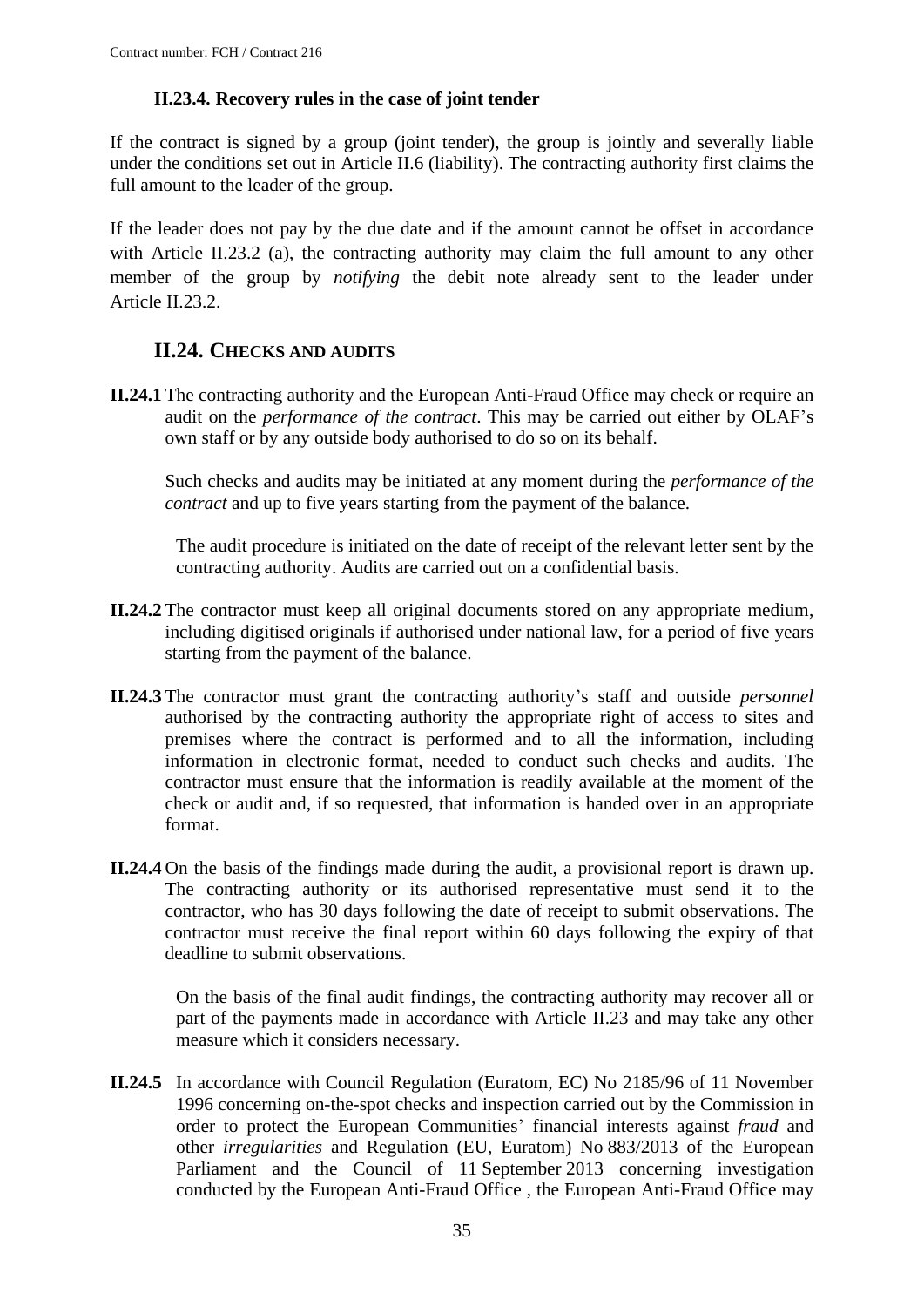### II.23.4. Recovery rules in the case of joint tender

If the contract is signed by a group (joint tender), the group is jointly and severally liable under the conditions set out in Article II.6 (liability). The contracting authority first claims the full amount to the leader of the group.

If the leader does not pay by the due date and if the amount cannot be offset in accordance with Article II.23.2 (a), the contracting authority may claim the full amount to any other member of the group by *notifying* the debit note already sent to the leader under Article II.23.2.

## II.24. CHECKS AND AUDITS

**II.24.1** The contracting authority and the European Anti-Fraud Office may check or require an audit on the *performance of the contract*. This may be carried out either by OLAF's own staff or by any outside body authorised to do so on its behalf.

Such checks and audits may be initiated at any moment during the *performance of the contract* and up to five years starting from the payment of the balance.

The audit procedure is initiated on the date of receipt of the relevant letter sent by the contracting authority. Audits are carried out on a confidential basis.

**II.24.2** The contractor must keep all original documents stored on any appropriate medium, including digitised originals if authorised under national law, for a period of five years starting from the payment of the balance.

**II.24.3** The contractor must grant the contracting authority's staff and outside *personnel* authorised by the contracting authority the appropriate right of access to sites and premises where the contract is performed and to all the information, including information in electronic format, needed to conduct such checks and audits. The contractor must ensure that the information is readily available at the moment of the check or audit and, if so requested, that information is handed over in an appropriate format.

**II.24.4** On the basis of the findings made during the audit, a provisional report is drawn up. The contracting authority or its authorised representative must send it to the contractor, who has 30 days following the date of receipt to submit observations. The contractor must receive the final report within 60 days following the expiry of that deadline to submit observations.

On the basis of the final audit findings, the contracting authority may recover all or part of the payments made in accordance with Article II.23 and may take any other measure which it considers necessary.

**II.24.5** In accordance with Council Regulation (Euratom, EC) No 2185/96 of 11 November 1996 concerning on-the-spot checks and inspection carried out by the Commission in order to protect the European Communities' financial interests against *fraud* and other *irregularities* and Regulation (EU, Euratom) No 883/2013 of the European Parliament and the Council of 11 September 2013 concerning investigation conducted by the European Anti-Fraud Office , the European Anti-Fraud Office may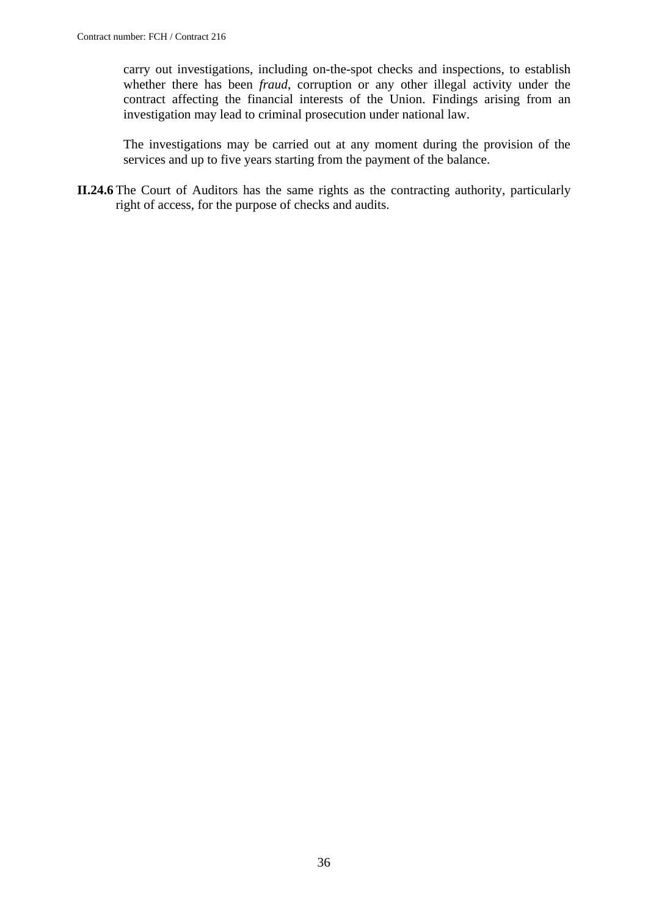carry out investigations, including on-the-spot checks and inspections, to establish whether there has been *fraud*, corruption or any other illegal activity under the contract affecting the financial interests of the Union. Findings arising from an investigation may lead to criminal prosecution under national law.

The investigations may be carried out at any moment during the provision of the services and up to five years starting from the payment of the balance.

**II.24.6** The Court of Auditors has the same rights as the contracting authority, particularly right of access, for the purpose of checks and audits.